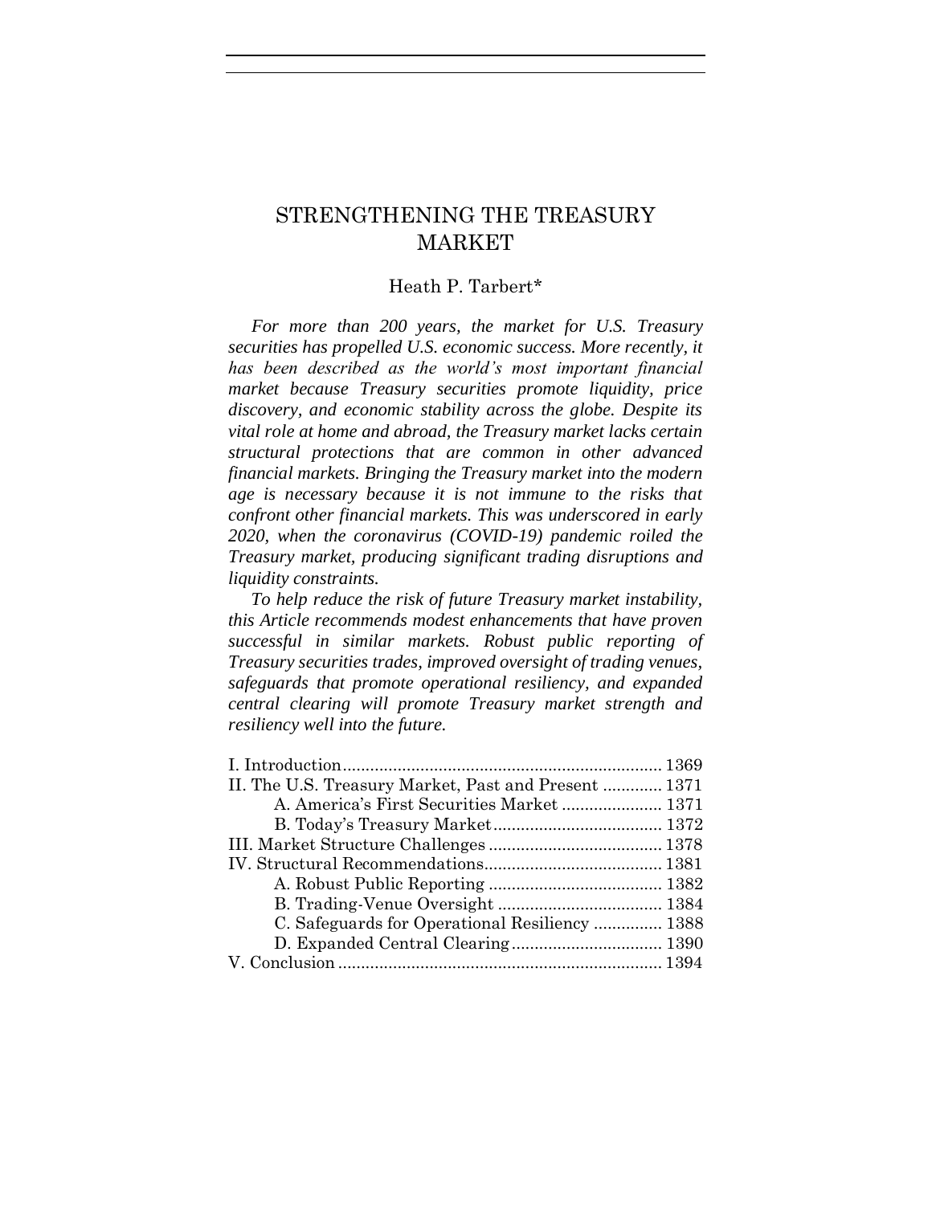# STRENGTHENING THE TREASURY MARKET

Heath P. Tarbert*

*For more than 200 years, the market for U.S. Treasury securities has propelled U.S. economic success. More recently, it has been described as the world's most important financial market because Treasury securities promote liquidity, price discovery, and economic stability across the globe. Despite its vital role at home and abroad, the Treasury market lacks certain structural protections that are common in other advanced financial markets. Bringing the Treasury market into the modern age is necessary because it is not immune to the risks that confront other financial markets. This was underscored in early 2020, when the coronavirus (COVID-19) pandemic roiled the Treasury market, producing significant trading disruptions and liquidity constraints.*

*To help reduce the risk of future Treasury market instability, this Article recommends modest enhancements that have proven successful in similar markets. Robust public reporting of Treasury securities trades, improved oversight of trading venues, safeguards that promote operational resiliency, and expanded central clearing will promote Treasury market strength and resiliency well into the future.*

| | |
|---|---|
| I. Introduction | 1369 |
| II. The U.S. Treasury Market, Past and Present | 1371 |
| A. America's First Securities Market | 1371 |
| B. Today's Treasury Market | 1372 |
| III. Market Structure Challenges | 1378 |
| IV. Structural Recommendations | 1381 |
| A. Robust Public Reporting | 1382 |
| B. Trading-Venue Oversight | 1384 |
| C. Safeguards for Operational Resiliency | 1388 |
| D. Expanded Central Clearing | 1390 |
| V. Conclusion | 1394 |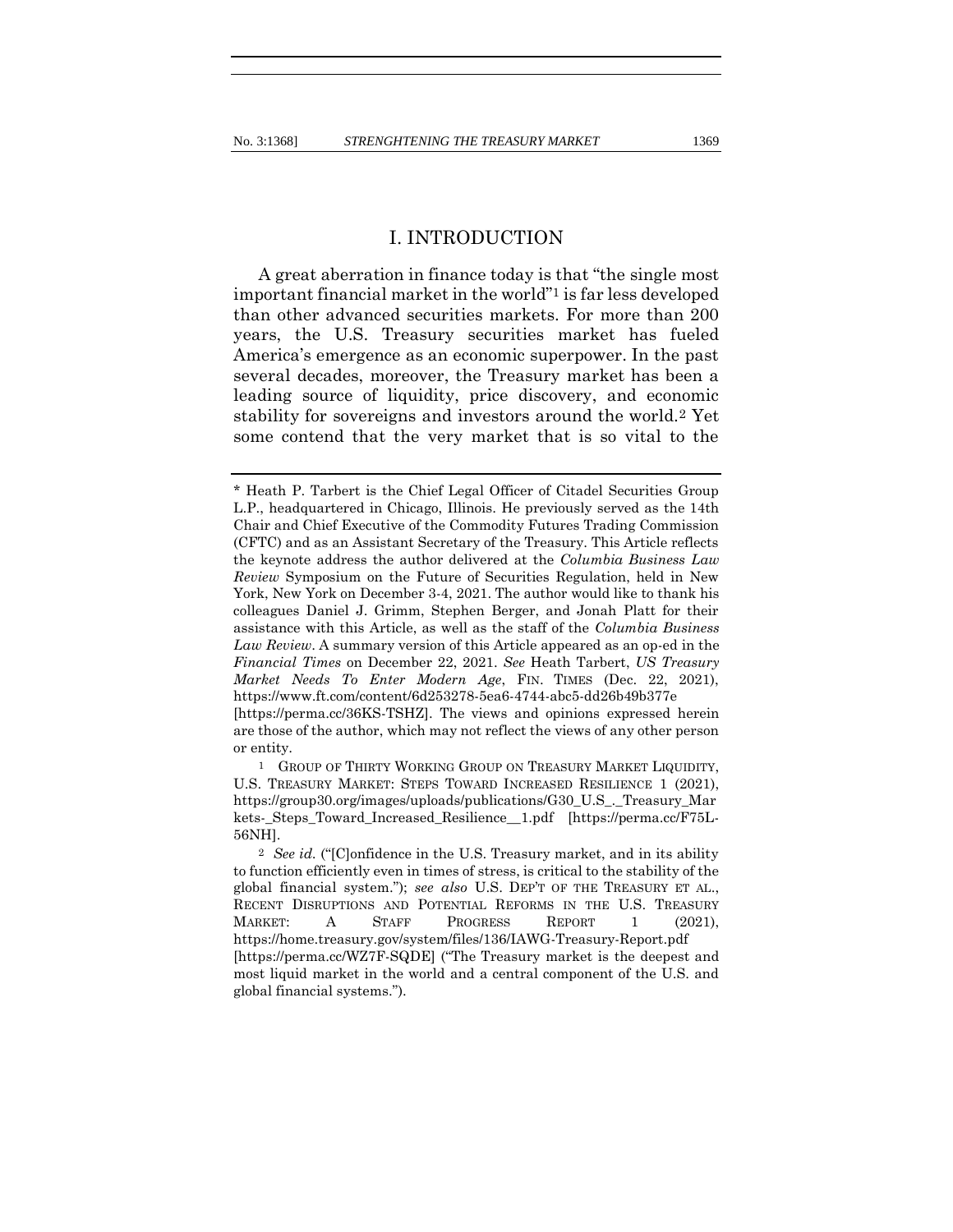# I. INTRODUCTION

A great aberration in finance today is that "the single most important financial market in the world"[1] is far less developed than other advanced securities markets. For more than 200 years, the U.S. Treasury securities market has fueled America's emergence as an economic superpower. In the past several decades, moreover, the Treasury market has been a leading source of liquidity, price discovery, and economic stability for sovereigns and investors around the world.[2] Yet some contend that the very market that is so vital to the

---

\* Heath P. Tarbert is the Chief Legal Officer of Citadel Securities Group L.P., headquartered in Chicago, Illinois. He previously served as the 14th Chair and Chief Executive of the Commodity Futures Trading Commission (CFTC) and as an Assistant Secretary of the Treasury. This Article reflects the keynote address the author delivered at the *Columbia Business Law Review* Symposium on the Future of Securities Regulation, held in New York, New York on December 3-4, 2021. The author would like to thank his colleagues Daniel J. Grimm, Stephen Berger, and Jonah Platt for their assistance with this Article, as well as the staff of the *Columbia Business Law Review*. A summary version of this Article appeared as an op-ed in the *Financial Times* on December 22, 2021. *See* Heath Tarbert, *US Treasury Market Needs To Enter Modern Age*, FIN. TIMES (Dec. 22, 2021), https://www.ft.com/content/6d253278-5ea6-4744-abc5-dd26b49b377e [https://perma.cc/36KS-TSHZ]. The views and opinions expressed herein are those of the author, which may not reflect the views of any other person or entity.

[1] GROUP OF THIRTY WORKING GROUP ON TREASURY MARKET LIQUIDITY, U.S. TREASURY MARKET: STEPS TOWARD INCREASED RESILIENCE 1 (2021), https://group30.org/images/uploads/publications/G30_U.S_._Treasury_Markets-_Steps_Toward_Increased_Resilience__1.pdf [https://perma.cc/F75L-56NH].

[2] *See id.* ("[C]onfidence in the U.S. Treasury market, and in its ability to function efficiently even in times of stress, is critical to the stability of the global financial system."); *see also* U.S. DEP'T OF THE TREASURY ET AL., RECENT DISRUPTIONS AND POTENTIAL REFORMS IN THE U.S. TREASURY MARKET: A STAFF PROGRESS REPORT 1 (2021), https://home.treasury.gov/system/files/136/IAWG-Treasury-Report.pdf [https://perma.cc/WZ7F-SQDE] ("The Treasury market is the deepest and most liquid market in the world and a central component of the U.S. and global financial systems.").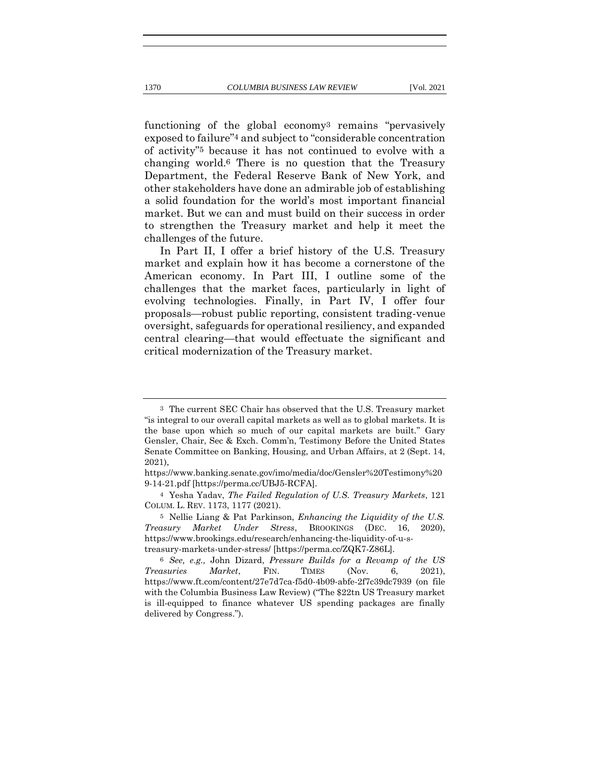functioning of the global economy[3] remains "pervasively exposed to failure"[4] and subject to "considerable concentration of activity"[5] because it has not continued to evolve with a changing world.[6] There is no question that the Treasury Department, the Federal Reserve Bank of New York, and other stakeholders have done an admirable job of establishing a solid foundation for the world's most important financial market. But we can and must build on their success in order to strengthen the Treasury market and help it meet the challenges of the future.

In Part II, I offer a brief history of the U.S. Treasury market and explain how it has become a cornerstone of the American economy. In Part III, I outline some of the challenges that the market faces, particularly in light of evolving technologies. Finally, in Part IV, I offer four proposals—robust public reporting, consistent trading-venue oversight, safeguards for operational resiliency, and expanded central clearing—that would effectuate the significant and critical modernization of the Treasury market.

---

[3] The current SEC Chair has observed that the U.S. Treasury market "is integral to our overall capital markets as well as to global markets. It is the base upon which so much of our capital markets are built." Gary Gensler, Chair, Sec & Exch. Comm'n, Testimony Before the United States Senate Committee on Banking, Housing, and Urban Affairs, at 2 (Sept. 14, 2021), https://www.banking.senate.gov/imo/media/doc/Gensler%20Testimony%209-14-21.pdf [https://perma.cc/UBJ5-RCFA].

[4] Yesha Yadav, *The Failed Regulation of U.S. Treasury Markets*, 121 COLUM. L. REV. 1173, 1177 (2021).

[5] Nellie Liang & Pat Parkinson, *Enhancing the Liquidity of the U.S. Treasury Market Under Stress*, BROOKINGS (DEC. 16, 2020), https://www.brookings.edu/research/enhancing-the-liquidity-of-u-s-treasury-markets-under-stress/ [https://perma.cc/ZQK7-Z86L].

[6] *See, e.g.,* John Dizard, *Pressure Builds for a Revamp of the US Treasuries Market*, FIN. TIMES (Nov. 6, 2021), https://www.ft.com/content/27e7d7ca-f5d0-4b09-abfe-2f7c39dc7939 (on file with the Columbia Business Law Review) ("The $22tn US Treasury market is ill-equipped to finance whatever US spending packages are finally delivered by Congress.").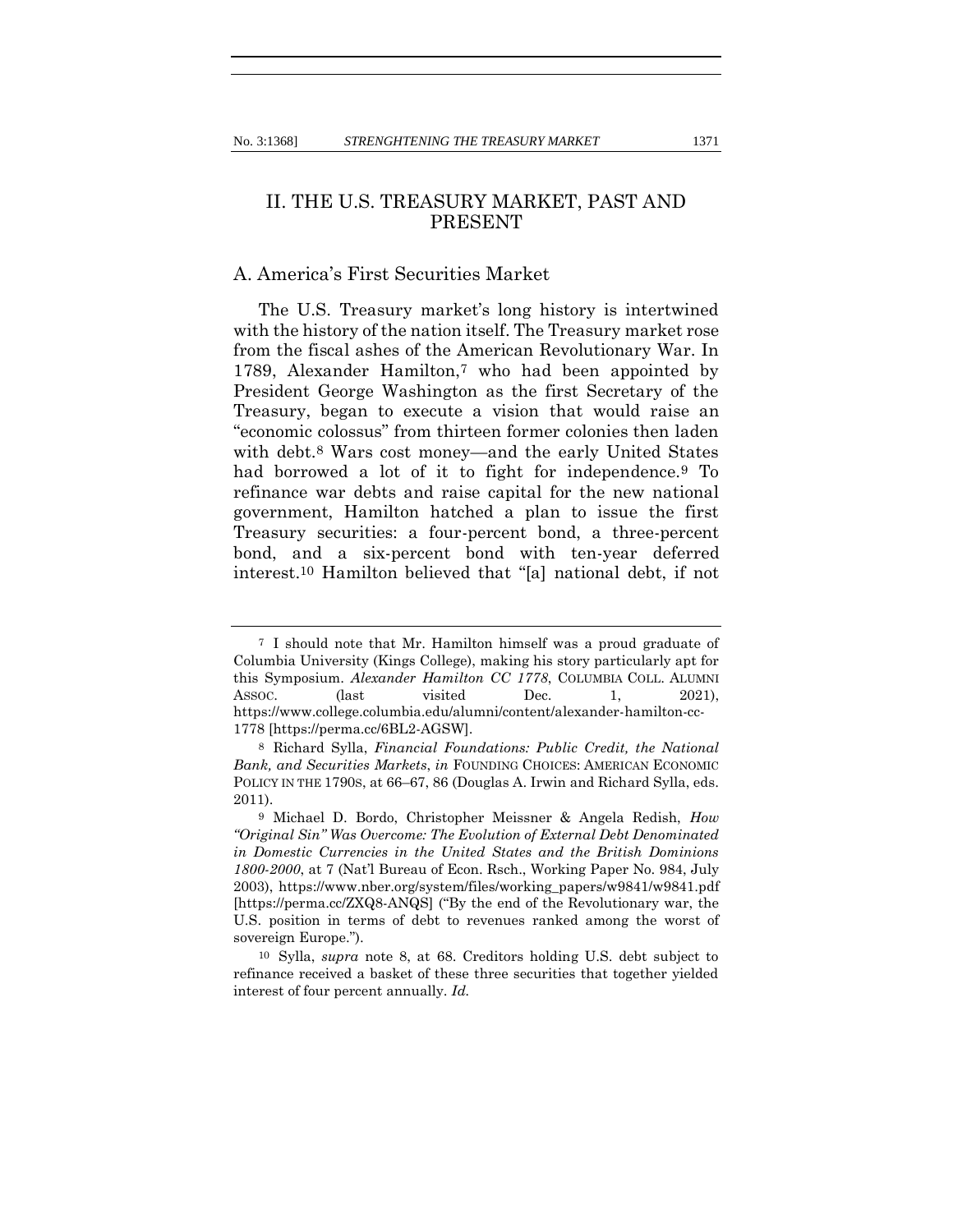## II. THE U.S. TREASURY MARKET, PAST AND PRESENT

### A. America's First Securities Market

The U.S. Treasury market's long history is intertwined with the history of the nation itself. The Treasury market rose from the fiscal ashes of the American Revolutionary War. In 1789, Alexander Hamilton,[7] who had been appointed by President George Washington as the first Secretary of the Treasury, began to execute a vision that would raise an "economic colossus" from thirteen former colonies then laden with debt.[8] Wars cost money—and the early United States had borrowed a lot of it to fight for independence.[9] To refinance war debts and raise capital for the new national government, Hamilton hatched a plan to issue the first Treasury securities: a four-percent bond, a three-percent bond, and a six-percent bond with ten-year deferred interest.[10] Hamilton believed that "[a] national debt, if not

---

[7] I should note that Mr. Hamilton himself was a proud graduate of Columbia University (Kings College), making his story particularly apt for this Symposium. *Alexander Hamilton CC 1778*, COLUMBIA COLL. ALUMNI ASSOC. (last visited Dec. 1, 2021), https://www.college.columbia.edu/alumni/content/alexander-hamilton-cc-1778 [https://perma.cc/6BL2-AGSW].

[8] Richard Sylla, *Financial Foundations: Public Credit, the National Bank, and Securities Markets*, *in* FOUNDING CHOICES: AMERICAN ECONOMIC POLICY IN THE 1790S, at 66–67, 86 (Douglas A. Irwin and Richard Sylla, eds. 2011).

[9] Michael D. Bordo, Christopher Meissner & Angela Redish, *How "Original Sin" Was Overcome: The Evolution of External Debt Denominated in Domestic Currencies in the United States and the British Dominions 1800-2000*, at 7 (Nat'l Bureau of Econ. Rsch., Working Paper No. 984, July 2003), https://www.nber.org/system/files/working_papers/w9841/w9841.pdf [https://perma.cc/ZXQ8-ANQS] ("By the end of the Revolutionary war, the U.S. position in terms of debt to revenues ranked among the worst of sovereign Europe.").

[10] Sylla, *supra* note 8, at 68. Creditors holding U.S. debt subject to refinance received a basket of these three securities that together yielded interest of four percent annually. *Id.*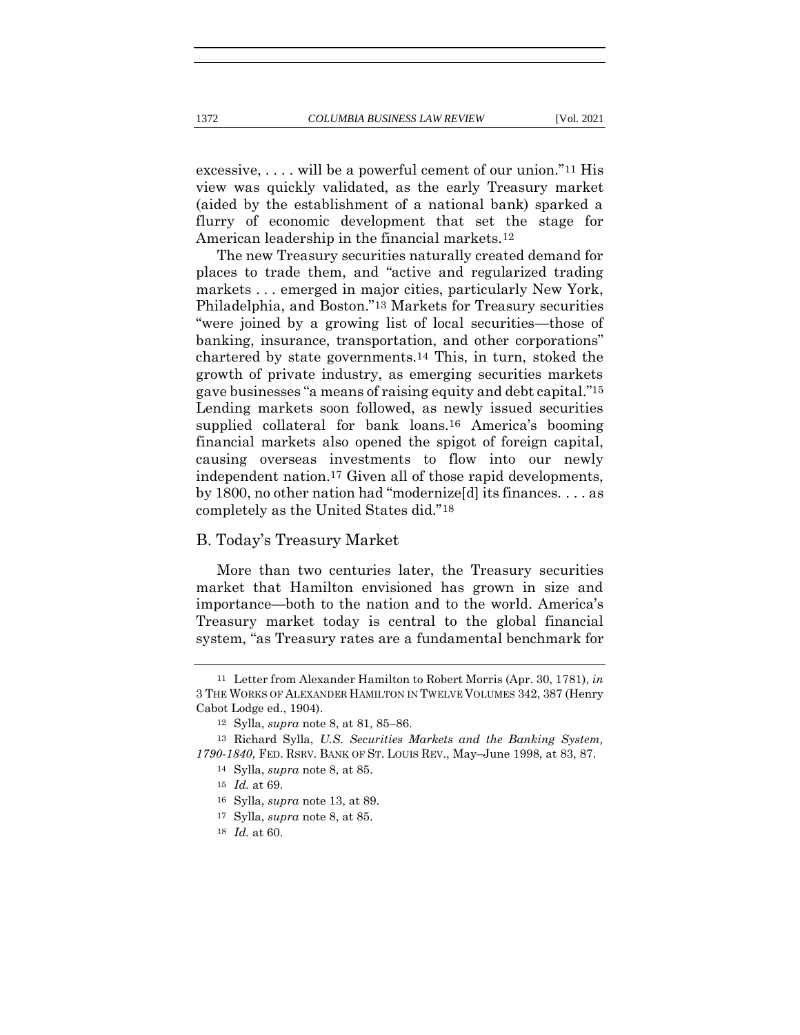excessive, . . . . will be a powerful cement of our union."[11] His view was quickly validated, as the early Treasury market (aided by the establishment of a national bank) sparked a flurry of economic development that set the stage for American leadership in the financial markets.[12]

The new Treasury securities naturally created demand for places to trade them, and "active and regularized trading markets . . . emerged in major cities, particularly New York, Philadelphia, and Boston."[13] Markets for Treasury securities "were joined by a growing list of local securities—those of banking, insurance, transportation, and other corporations" chartered by state governments.[14] This, in turn, stoked the growth of private industry, as emerging securities markets gave businesses "a means of raising equity and debt capital."[15] Lending markets soon followed, as newly issued securities supplied collateral for bank loans.[16] America's booming financial markets also opened the spigot of foreign capital, causing overseas investments to flow into our newly independent nation.[17] Given all of those rapid developments, by 1800, no other nation had "modernize[d] its finances. . . . as completely as the United States did."[18]

## B. Today's Treasury Market

More than two centuries later, the Treasury securities market that Hamilton envisioned has grown in size and importance—both to the nation and to the world. America's Treasury market today is central to the global financial system, "as Treasury rates are a fundamental benchmark for

---

[11] Letter from Alexander Hamilton to Robert Morris (Apr. 30, 1781), *in* 3 THE WORKS OF ALEXANDER HAMILTON IN TWELVE VOLUMES 342, 387 (Henry Cabot Lodge ed., 1904).

[12] Sylla, *supra* note 8, at 81, 85–86.

[13] Richard Sylla, *U.S. Securities Markets and the Banking System, 1790-1840*, FED. RSRV. BANK OF ST. LOUIS REV., May–June 1998, at 83, 87.

[14] Sylla, *supra* note 8, at 85.

[15] *Id.* at 69.

[16] Sylla, *supra* note 13, at 89.

[17] Sylla, *supra* note 8, at 85.

[18] *Id.* at 60.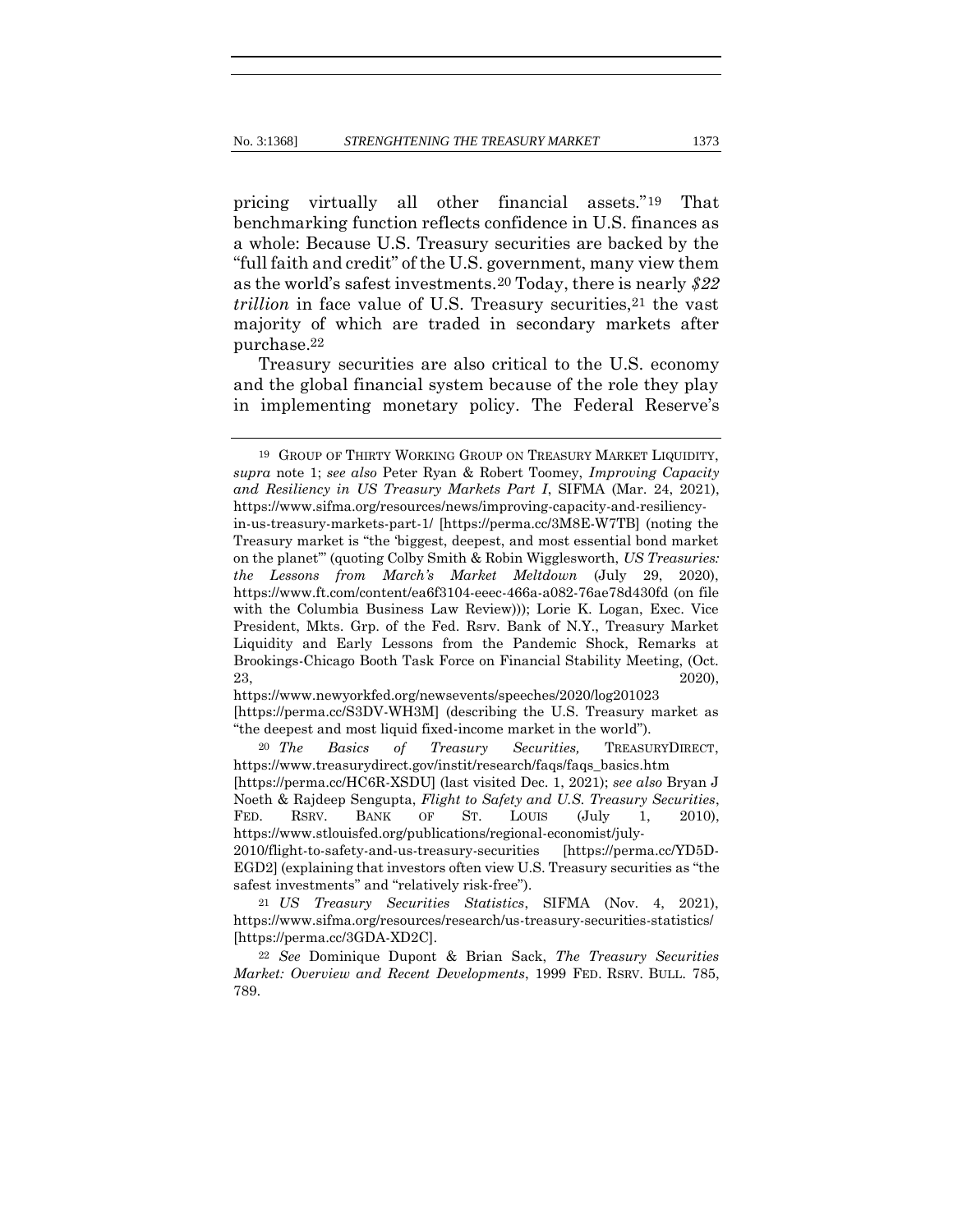pricing virtually all other financial assets."[19] That benchmarking function reflects confidence in U.S. finances as a whole: Because U.S. Treasury securities are backed by the "full faith and credit" of the U.S. government, many view them as the world's safest investments.[20] Today, there is nearly *$22 trillion* in face value of U.S. Treasury securities,[21] the vast majority of which are traded in secondary markets after purchase.[22]

Treasury securities are also critical to the U.S. economy and the global financial system because of the role they play in implementing monetary policy. The Federal Reserve's

---

[19] GROUP OF THIRTY WORKING GROUP ON TREASURY MARKET LIQUIDITY, *supra* note 1; *see also* Peter Ryan & Robert Toomey, *Improving Capacity and Resiliency in US Treasury Markets Part I*, SIFMA (Mar. 24, 2021), https://www.sifma.org/resources/news/improving-capacity-and-resiliency-in-us-treasury-markets-part-1/ [https://perma.cc/3M8E-W7TB] (noting the Treasury market is "the 'biggest, deepest, and most essential bond market on the planet'" (quoting Colby Smith & Robin Wigglesworth, *US Treasuries: the Lessons from March's Market Meltdown* (July 29, 2020), https://www.ft.com/content/ea6f3104-eeec-466a-a082-76ae78d430fd (on file with the Columbia Business Law Review))); Lorie K. Logan, Exec. Vice President, Mkts. Grp. of the Fed. Rsrv. Bank of N.Y., Treasury Market Liquidity and Early Lessons from the Pandemic Shock, Remarks at Brookings-Chicago Booth Task Force on Financial Stability Meeting, (Oct. 23, 2020), https://www.newyorkfed.org/newsevents/speeches/2020/log201023 [https://perma.cc/S3DV-WH3M] (describing the U.S. Treasury market as "the deepest and most liquid fixed-income market in the world").

[20] *The Basics of Treasury Securities,* TREASURYDIRECT, https://www.treasurydirect.gov/instit/research/faqs/faqs_basics.htm [https://perma.cc/HC6R-XSDU] (last visited Dec. 1, 2021); *see also* Bryan J Noeth & Rajdeep Sengupta, *Flight to Safety and U.S. Treasury Securities*, FED. RSRV. BANK OF ST. LOUIS (July 1, 2010), https://www.stlouisfed.org/publications/regional-economist/july-2010/flight-to-safety-and-us-treasury-securities [https://perma.cc/YD5D-EGD2] (explaining that investors often view U.S. Treasury securities as "the safest investments" and "relatively risk-free").

[21] *US Treasury Securities Statistics*, SIFMA (Nov. 4, 2021), https://www.sifma.org/resources/research/us-treasury-securities-statistics/ [https://perma.cc/3GDA-XD2C].

[22] *See* Dominique Dupont & Brian Sack, *The Treasury Securities Market: Overview and Recent Developments*, 1999 FED. RSRV. BULL. 785, 789.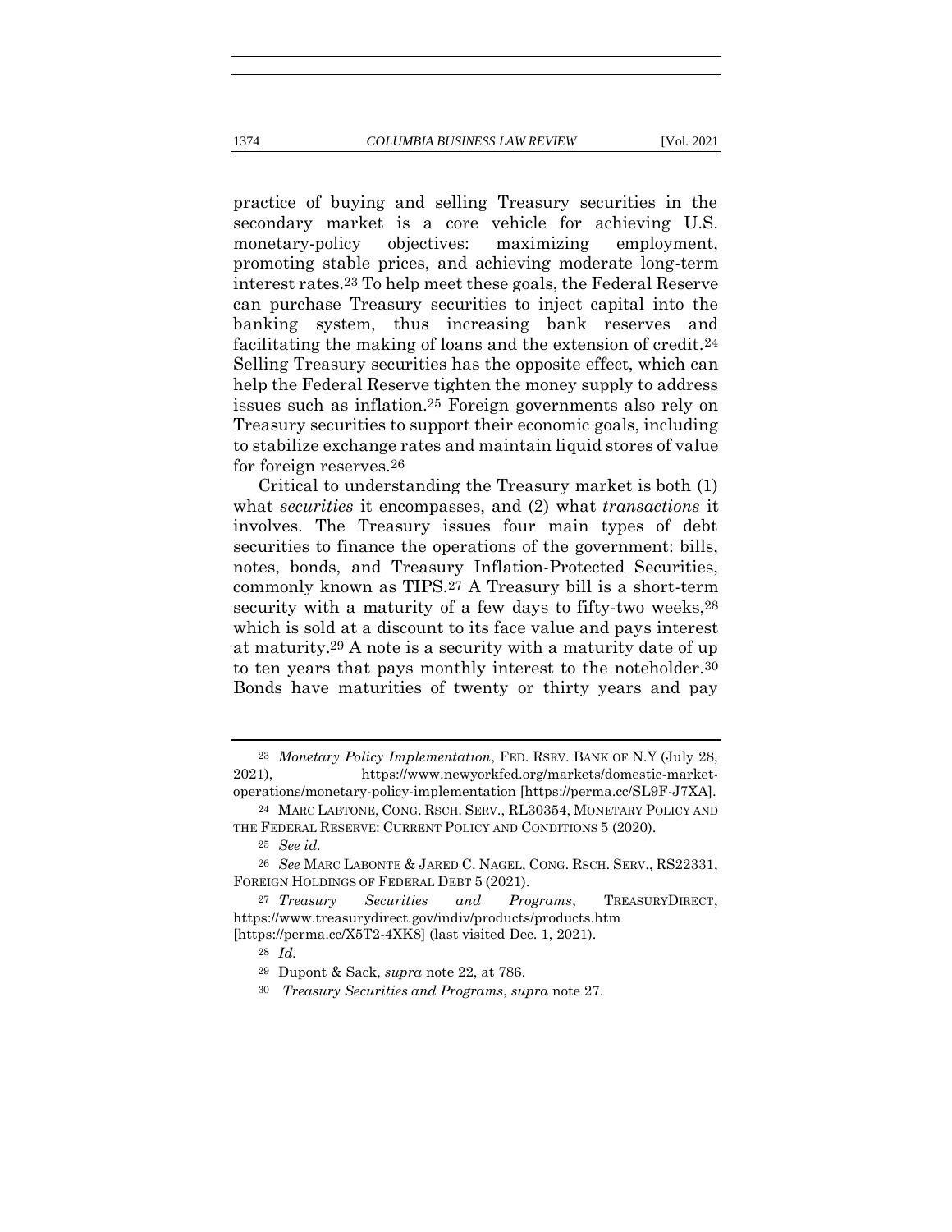practice of buying and selling Treasury securities in the secondary market is a core vehicle for achieving U.S. monetary-policy objectives: maximizing employment, promoting stable prices, and achieving moderate long-term interest rates.[23] To help meet these goals, the Federal Reserve can purchase Treasury securities to inject capital into the banking system, thus increasing bank reserves and facilitating the making of loans and the extension of credit.[24] Selling Treasury securities has the opposite effect, which can help the Federal Reserve tighten the money supply to address issues such as inflation.[25] Foreign governments also rely on Treasury securities to support their economic goals, including to stabilize exchange rates and maintain liquid stores of value for foreign reserves.[26]

Critical to understanding the Treasury market is both (1) what *securities* it encompasses, and (2) what *transactions* it involves. The Treasury issues four main types of debt securities to finance the operations of the government: bills, notes, bonds, and Treasury Inflation-Protected Securities, commonly known as TIPS.[27] A Treasury bill is a short-term security with a maturity of a few days to fifty-two weeks,[28] which is sold at a discount to its face value and pays interest at maturity.[29] A note is a security with a maturity date of up to ten years that pays monthly interest to the noteholder.[30] Bonds have maturities of twenty or thirty years and pay

---

[23] *Monetary Policy Implementation*, FED. RSRV. BANK OF N.Y (July 28, 2021), https://www.newyorkfed.org/markets/domestic-market-operations/monetary-policy-implementation [https://perma.cc/SL9F-J7XA].

[24] MARC LABTONE, CONG. RSCH. SERV., RL30354, MONETARY POLICY AND THE FEDERAL RESERVE: CURRENT POLICY AND CONDITIONS 5 (2020).

[25] *See id.*

[26] *See* MARC LABONTE & JARED C. NAGEL, CONG. RSCH. SERV., RS22331, FOREIGN HOLDINGS OF FEDERAL DEBT 5 (2021).

[27] *Treasury Securities and Programs*, TREASURYDIRECT, https://www.treasurydirect.gov/indiv/products/products.htm [https://perma.cc/X5T2-4XK8] (last visited Dec. 1, 2021).

[28] *Id.*

[29] Dupont & Sack, *supra* note 22, at 786.

[30] *Treasury Securities and Programs*, *supra* note 27.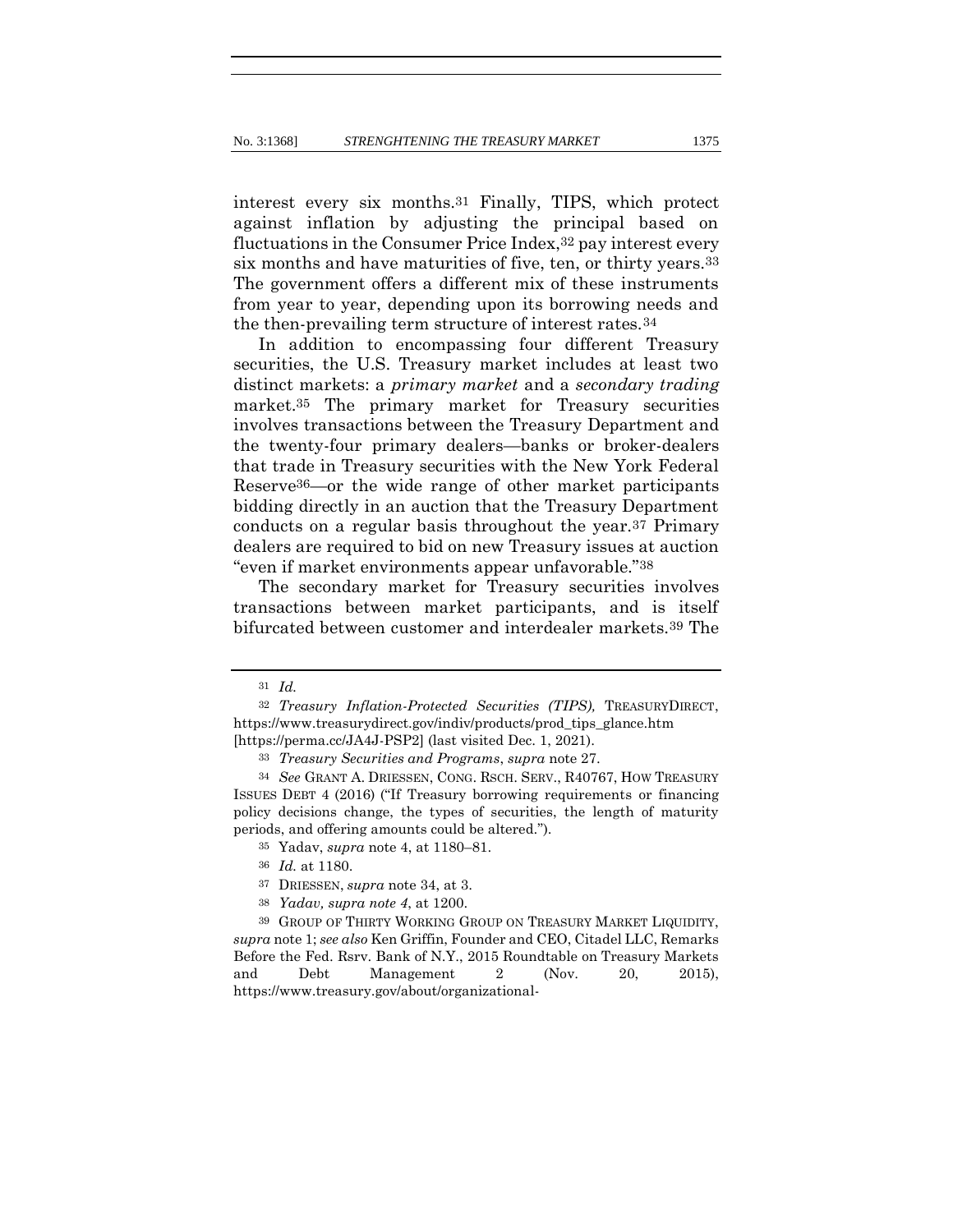interest every six months.[31] Finally, TIPS, which protect against inflation by adjusting the principal based on fluctuations in the Consumer Price Index,[32] pay interest every six months and have maturities of five, ten, or thirty years.[33] The government offers a different mix of these instruments from year to year, depending upon its borrowing needs and the then-prevailing term structure of interest rates.[34]

In addition to encompassing four different Treasury securities, the U.S. Treasury market includes at least two distinct markets: a *primary market* and a *secondary trading* market.[35] The primary market for Treasury securities involves transactions between the Treasury Department and the twenty-four primary dealers—banks or broker-dealers that trade in Treasury securities with the New York Federal Reserve[36]—or the wide range of other market participants bidding directly in an auction that the Treasury Department conducts on a regular basis throughout the year.[37] Primary dealers are required to bid on new Treasury issues at auction "even if market environments appear unfavorable."[38]

The secondary market for Treasury securities involves transactions between market participants, and is itself bifurcated between customer and interdealer markets.[39] The

---

[31] *Id.*

[32] *Treasury Inflation-Protected Securities (TIPS),* TREASURYDIRECT, https://www.treasurydirect.gov/indiv/products/prod_tips_glance.htm [https://perma.cc/JA4J-PSP2] (last visited Dec. 1, 2021).

[33] *Treasury Securities and Programs*, *supra* note 27.

[34] *See* GRANT A. DRIESSEN, CONG. RSCH. SERV., R40767, HOW TREASURY ISSUES DEBT 4 (2016) ("If Treasury borrowing requirements or financing policy decisions change, the types of securities, the length of maturity periods, and offering amounts could be altered.").

[35] Yadav, *supra* note 4, at 1180–81.

[36] *Id.* at 1180.

[37] DRIESSEN, *supra* note 34, at 3.

[38] *Yadav, supra note 4*, at 1200.

[39] GROUP OF THIRTY WORKING GROUP ON TREASURY MARKET LIQUIDITY, *supra* note 1; *see also* Ken Griffin, Founder and CEO, Citadel LLC, Remarks Before the Fed. Rsrv. Bank of N.Y., 2015 Roundtable on Treasury Markets and Debt Management 2 (Nov. 20, 2015), https://www.treasury.gov/about/organizational-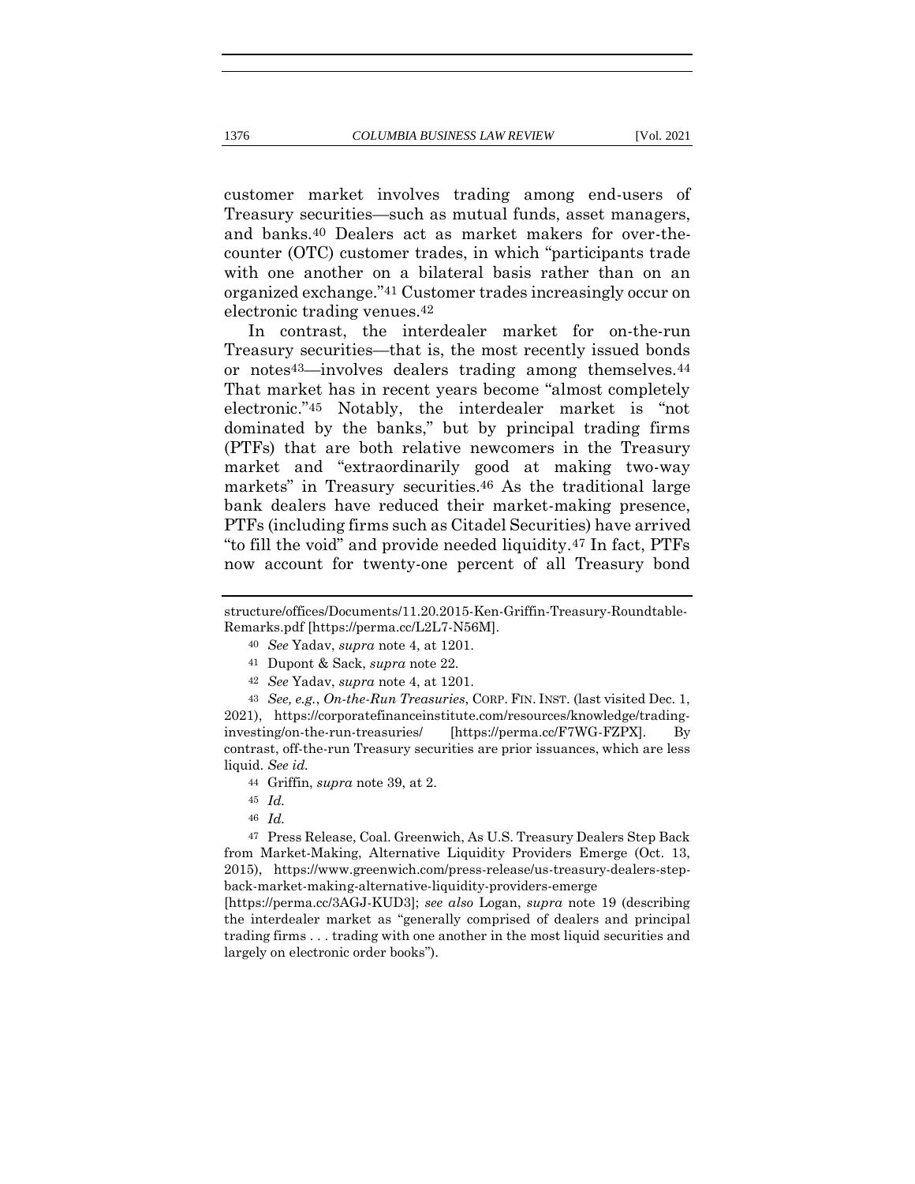customer market involves trading among end-users of Treasury securities—such as mutual funds, asset managers, and banks.[40] Dealers act as market makers for over-the-counter (OTC) customer trades, in which "participants trade with one another on a bilateral basis rather than on an organized exchange."[41] Customer trades increasingly occur on electronic trading venues.[42]

In contrast, the interdealer market for on-the-run Treasury securities—that is, the most recently issued bonds or notes[43]—involves dealers trading among themselves.[44] That market has in recent years become "almost completely electronic."[45] Notably, the interdealer market is "not dominated by the banks," but by principal trading firms (PTFs) that are both relative newcomers in the Treasury market and "extraordinarily good at making two-way markets" in Treasury securities.[46] As the traditional large bank dealers have reduced their market-making presence, PTFs (including firms such as Citadel Securities) have arrived "to fill the void" and provide needed liquidity.[47] In fact, PTFs now account for twenty-one percent of all Treasury bond

---

structure/offices/Documents/11.20.2015-Ken-Griffin-Treasury-Roundtable-Remarks.pdf [https://perma.cc/L2L7-N56M].

[40] *See* Yadav, *supra* note 4, at 1201.

[41] Dupont & Sack, *supra* note 22.

[42] *See* Yadav, *supra* note 4, at 1201.

[43] *See, e.g.*, *On-the-Run Treasuries*, CORP. FIN. INST. (last visited Dec. 1, 2021), https://corporatefinanceinstitute.com/resources/knowledge/trading-investing/on-the-run-treasuries/ [https://perma.cc/F7WG-FZPX]. By contrast, off-the-run Treasury securities are prior issuances, which are less liquid. *See id.*

[44] Griffin, *supra* note 39, at 2.

[45] *Id.*

[46] *Id.*

[47] Press Release, Coal. Greenwich, As U.S. Treasury Dealers Step Back from Market-Making, Alternative Liquidity Providers Emerge (Oct. 13, 2015), https://www.greenwich.com/press-release/us-treasury-dealers-step-back-market-making-alternative-liquidity-providers-emerge [https://perma.cc/3AGJ-KUD3]; *see also* Logan, *supra* note 19 (describing the interdealer market as "generally comprised of dealers and principal trading firms . . . trading with one another in the most liquid securities and largely on electronic order books").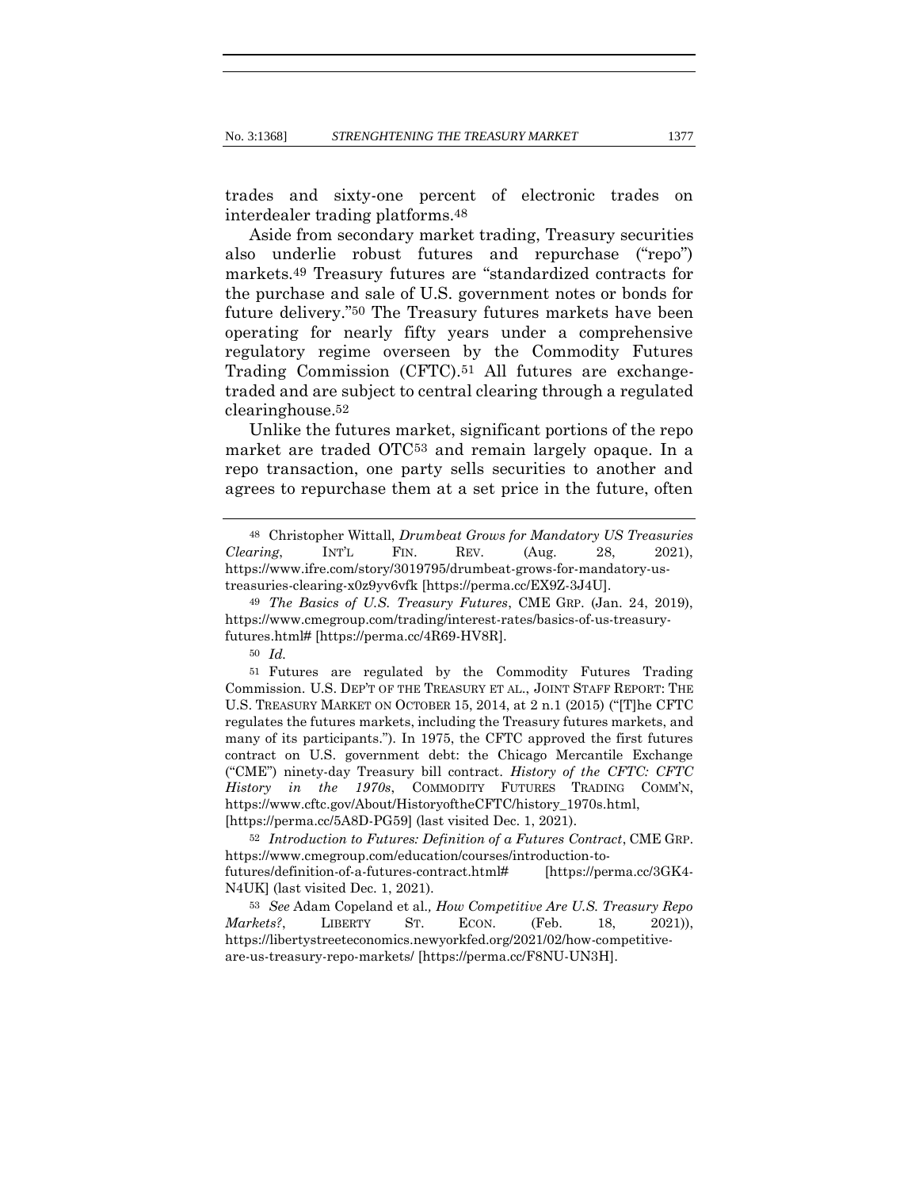trades and sixty-one percent of electronic trades on interdealer trading platforms.[48]

Aside from secondary market trading, Treasury securities also underlie robust futures and repurchase ("repo") markets.[49] Treasury futures are "standardized contracts for the purchase and sale of U.S. government notes or bonds for future delivery."[50] The Treasury futures markets have been operating for nearly fifty years under a comprehensive regulatory regime overseen by the Commodity Futures Trading Commission (CFTC).[51] All futures are exchange-traded and are subject to central clearing through a regulated clearinghouse.[52]

Unlike the futures market, significant portions of the repo market are traded OTC[53] and remain largely opaque. In a repo transaction, one party sells securities to another and agrees to repurchase them at a set price in the future, often

---

[48] Christopher Wittall, *Drumbeat Grows for Mandatory US Treasuries Clearing*, INT'L FIN. REV. (Aug. 28, 2021), https://www.ifre.com/story/3019795/drumbeat-grows-for-mandatory-us-treasuries-clearing-x0z9yv6vfk [https://perma.cc/EX9Z-3J4U].

[49] *The Basics of U.S. Treasury Futures*, CME GRP. (Jan. 24, 2019), https://www.cmegroup.com/trading/interest-rates/basics-of-us-treasury-futures.html# [https://perma.cc/4R69-HV8R].

[50] *Id.*

[51] Futures are regulated by the Commodity Futures Trading Commission. U.S. DEP'T OF THE TREASURY ET AL., JOINT STAFF REPORT: THE U.S. TREASURY MARKET ON OCTOBER 15, 2014, at 2 n.1 (2015) ("[T]he CFTC regulates the futures markets, including the Treasury futures markets, and many of its participants."). In 1975, the CFTC approved the first futures contract on U.S. government debt: the Chicago Mercantile Exchange ("CME") ninety-day Treasury bill contract. *History of the CFTC: CFTC History in the 1970s*, COMMODITY FUTURES TRADING COMM'N, https://www.cftc.gov/About/HistoryoftheCFTC/history_1970s.html, [https://perma.cc/5A8D-PG59] (last visited Dec. 1, 2021).

[52] *Introduction to Futures: Definition of a Futures Contract*, CME GRP. https://www.cmegroup.com/education/courses/introduction-to-futures/definition-of-a-futures-contract.html# [https://perma.cc/3GK4-N4UK] (last visited Dec. 1, 2021).

[53] *See* Adam Copeland et al*., How Competitive Are U.S. Treasury Repo Markets?*, LIBERTY ST. ECON. (Feb. 18, 2021)), https://libertystreeteconomics.newyorkfed.org/2021/02/how-competitive-are-us-treasury-repo-markets/ [https://perma.cc/F8NU-UN3H].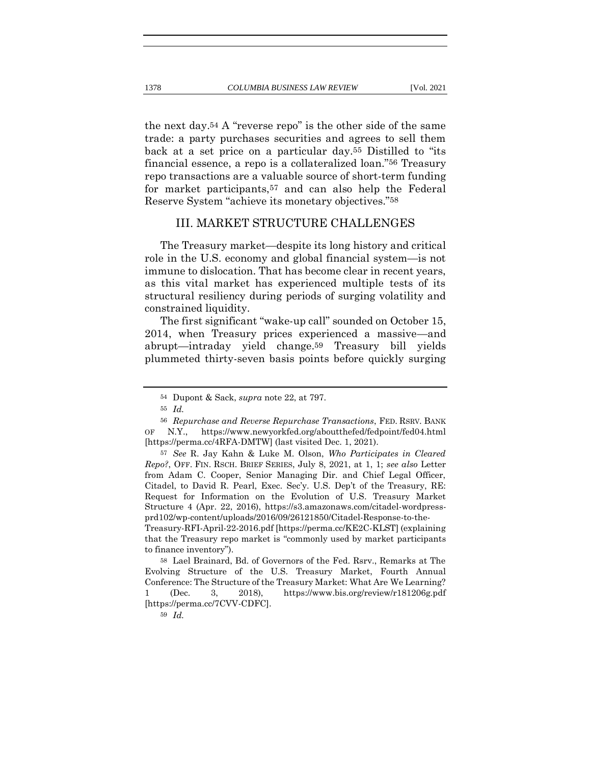the next day.[54] A "reverse repo" is the other side of the same trade: a party purchases securities and agrees to sell them back at a set price on a particular day.[55] Distilled to "its financial essence, a repo is a collateralized loan."[56] Treasury repo transactions are a valuable source of short-term funding for market participants,[57] and can also help the Federal Reserve System "achieve its monetary objectives."[58]

## III. MARKET STRUCTURE CHALLENGES

The Treasury market—despite its long history and critical role in the U.S. economy and global financial system—is not immune to dislocation. That has become clear in recent years, as this vital market has experienced multiple tests of its structural resiliency during periods of surging volatility and constrained liquidity.

The first significant "wake-up call" sounded on October 15, 2014, when Treasury prices experienced a massive—and abrupt—intraday yield change.[59] Treasury bill yields plummeted thirty-seven basis points before quickly surging

---

[54] Dupont & Sack, *supra* note 22, at 797.

[55] *Id.*

[56] *Repurchase and Reverse Repurchase Transactions*, FED. RSRV. BANK OF N.Y., https://www.newyorkfed.org/aboutthefed/fedpoint/fed04.html [https://perma.cc/4RFA-DMTW] (last visited Dec. 1, 2021).

[57] *See* R. Jay Kahn & Luke M. Olson, *Who Participates in Cleared Repo?*, OFF. FIN. RSCH. BRIEF SERIES, July 8, 2021, at 1, 1; *see also* Letter from Adam C. Cooper, Senior Managing Dir. and Chief Legal Officer, Citadel, to David R. Pearl, Exec. Sec'y. U.S. Dep't of the Treasury, RE: Request for Information on the Evolution of U.S. Treasury Market Structure 4 (Apr. 22, 2016), https://s3.amazonaws.com/citadel-wordpress-prd102/wp-content/uploads/2016/09/26121850/Citadel-Response-to-the-Treasury-RFI-April-22-2016.pdf [https://perma.cc/KE2C-KLST] (explaining that the Treasury repo market is "commonly used by market participants to finance inventory").

[58] Lael Brainard, Bd. of Governors of the Fed. Rsrv., Remarks at The Evolving Structure of the U.S. Treasury Market, Fourth Annual Conference: The Structure of the Treasury Market: What Are We Learning? 1 (Dec. 3, 2018), https://www.bis.org/review/r181206g.pdf [https://perma.cc/7CVV-CDFC].

[59] *Id.*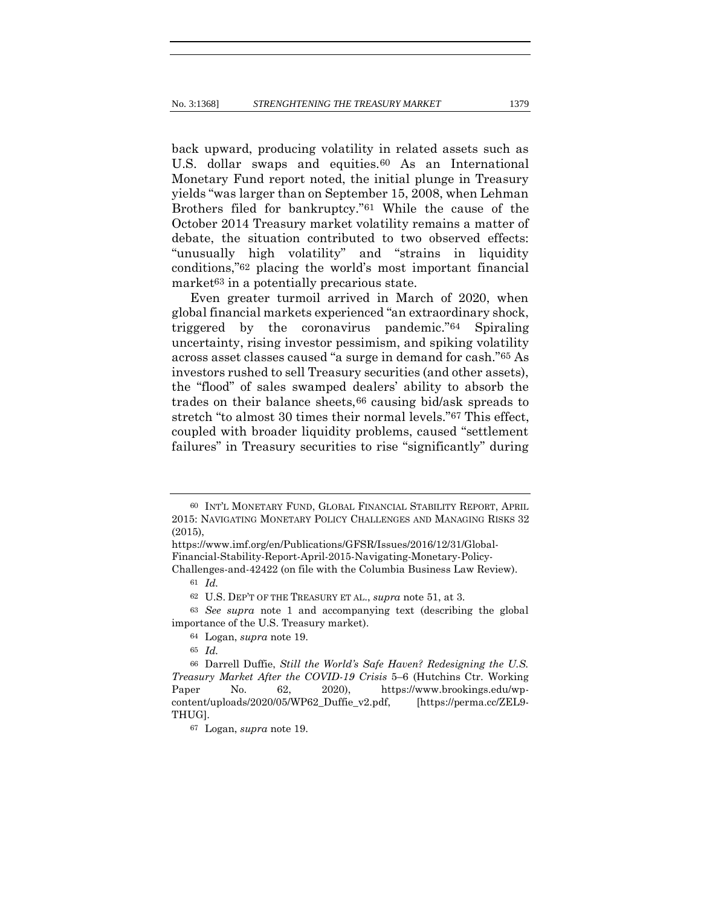back upward, producing volatility in related assets such as U.S. dollar swaps and equities.[60] As an International Monetary Fund report noted, the initial plunge in Treasury yields "was larger than on September 15, 2008, when Lehman Brothers filed for bankruptcy."[61] While the cause of the October 2014 Treasury market volatility remains a matter of debate, the situation contributed to two observed effects: "unusually high volatility" and "strains in liquidity conditions,"[62] placing the world's most important financial market[63] in a potentially precarious state.

Even greater turmoil arrived in March of 2020, when global financial markets experienced "an extraordinary shock, triggered by the coronavirus pandemic."[64] Spiraling uncertainty, rising investor pessimism, and spiking volatility across asset classes caused "a surge in demand for cash."[65] As investors rushed to sell Treasury securities (and other assets), the "flood" of sales swamped dealers' ability to absorb the trades on their balance sheets,[66] causing bid/ask spreads to stretch "to almost 30 times their normal levels."[67] This effect, coupled with broader liquidity problems, caused "settlement failures" in Treasury securities to rise "significantly" during

---

[60] INT'L MONETARY FUND, GLOBAL FINANCIAL STABILITY REPORT, APRIL 2015: NAVIGATING MONETARY POLICY CHALLENGES AND MANAGING RISKS 32 (2015), https://www.imf.org/en/Publications/GFSR/Issues/2016/12/31/Global-Financial-Stability-Report-April-2015-Navigating-Monetary-Policy-Challenges-and-42422 (on file with the Columbia Business Law Review).

[61] *Id.*

[62] U.S. DEP'T OF THE TREASURY ET AL., *supra* note 51, at 3.

[63] *See supra* note 1 and accompanying text (describing the global importance of the U.S. Treasury market).

[64] Logan, *supra* note 19.

[65] *Id.*

[66] Darrell Duffie, *Still the World's Safe Haven? Redesigning the U.S. Treasury Market After the COVID-19 Crisis* 5–6 (Hutchins Ctr. Working Paper No. 62, 2020), https://www.brookings.edu/wp-content/uploads/2020/05/WP62_Duffie_v2.pdf, [https://perma.cc/ZEL9-THUG].

[67] Logan, *supra* note 19.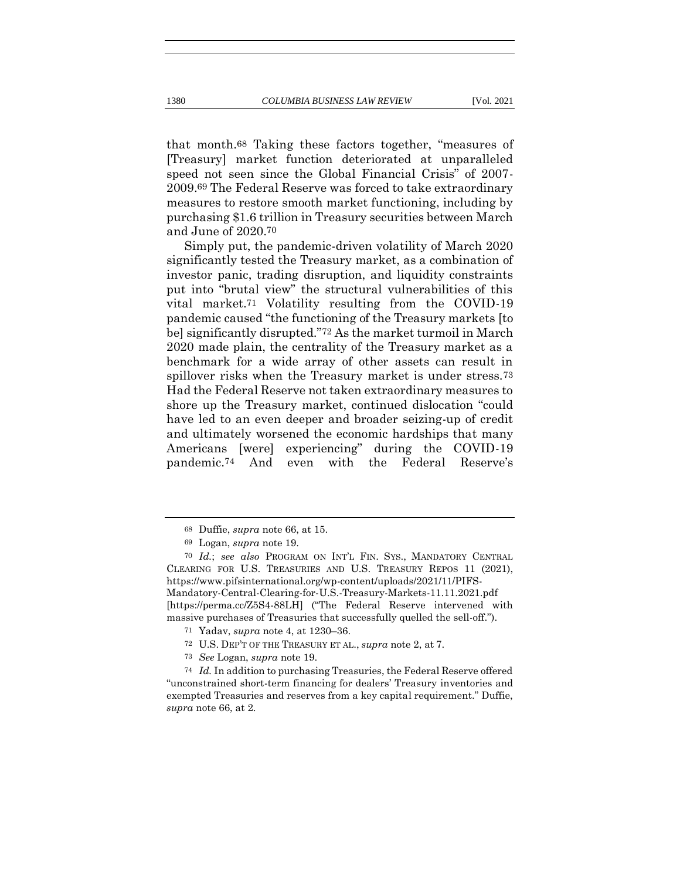that month.[68] Taking these factors together, "measures of [Treasury] market function deteriorated at unparalleled speed not seen since the Global Financial Crisis" of 2007-2009.[69] The Federal Reserve was forced to take extraordinary measures to restore smooth market functioning, including by purchasing $1.6 trillion in Treasury securities between March and June of 2020.[70]

Simply put, the pandemic-driven volatility of March 2020 significantly tested the Treasury market, as a combination of investor panic, trading disruption, and liquidity constraints put into "brutal view" the structural vulnerabilities of this vital market.[71] Volatility resulting from the COVID-19 pandemic caused "the functioning of the Treasury markets [to be] significantly disrupted."[72] As the market turmoil in March 2020 made plain, the centrality of the Treasury market as a benchmark for a wide array of other assets can result in spillover risks when the Treasury market is under stress.[73] Had the Federal Reserve not taken extraordinary measures to shore up the Treasury market, continued dislocation "could have led to an even deeper and broader seizing-up of credit and ultimately worsened the economic hardships that many Americans [were] experiencing" during the COVID-19 pandemic.[74] And even with the Federal Reserve's

---

[68] Duffie, *supra* note 66, at 15.

[69] Logan, *supra* note 19.

[70] *Id.*; *see also* PROGRAM ON INT'L FIN. SYS., MANDATORY CENTRAL CLEARING FOR U.S. TREASURIES AND U.S. TREASURY REPOS 11 (2021), https://www.pifsinternational.org/wp-content/uploads/2021/11/PIFS-Mandatory-Central-Clearing-for-U.S.-Treasury-Markets-11.11.2021.pdf [https://perma.cc/Z5S4-88LH] ("The Federal Reserve intervened with massive purchases of Treasuries that successfully quelled the sell-off.").

[71] Yadav, *supra* note 4, at 1230–36.

[72] U.S. DEP'T OF THE TREASURY ET AL., *supra* note 2, at 7.

[73] *See* Logan, *supra* note 19.

[74] *Id.* In addition to purchasing Treasuries, the Federal Reserve offered "unconstrained short-term financing for dealers' Treasury inventories and exempted Treasuries and reserves from a key capital requirement." Duffie, *supra* note 66, at 2.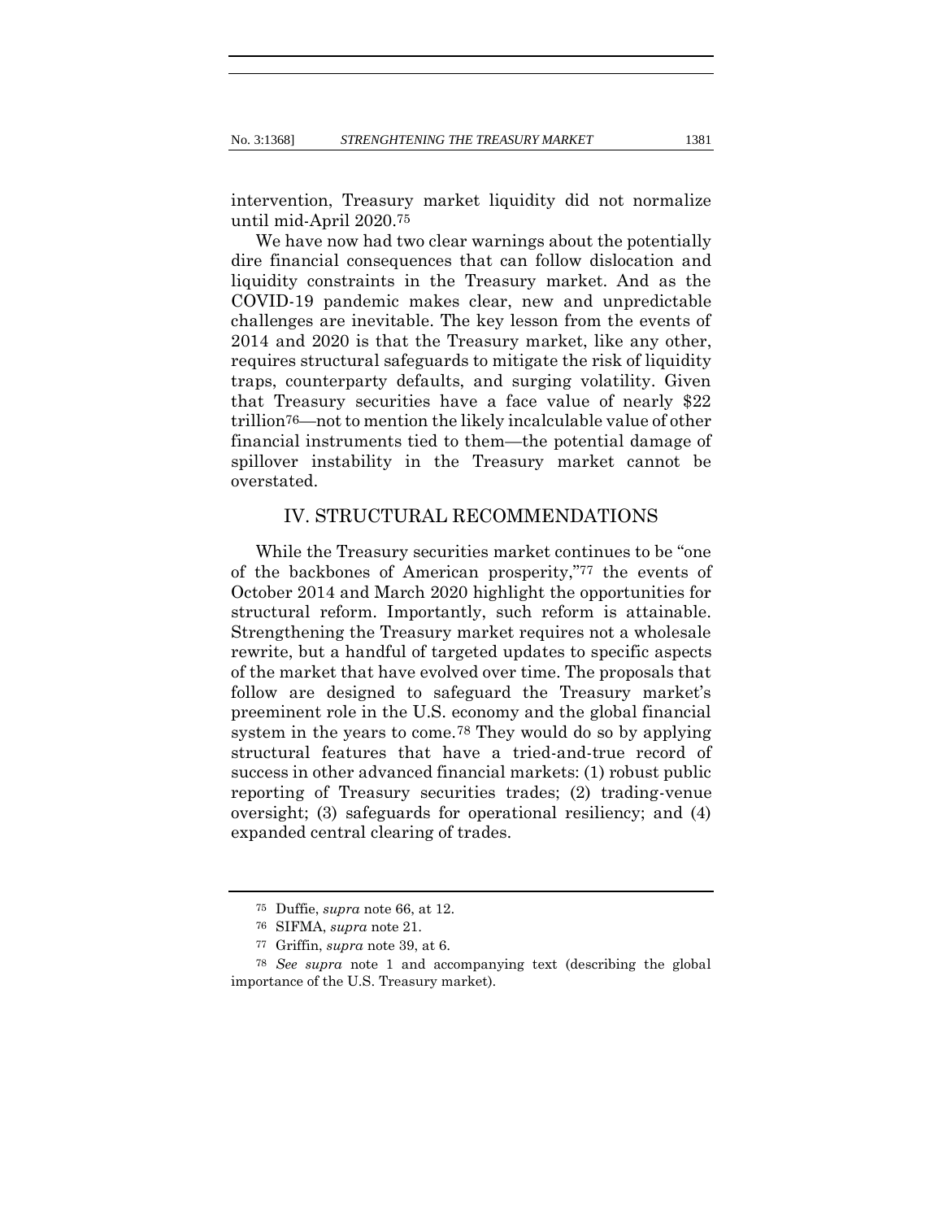intervention, Treasury market liquidity did not normalize until mid-April 2020.[75]

We have now had two clear warnings about the potentially dire financial consequences that can follow dislocation and liquidity constraints in the Treasury market. And as the COVID-19 pandemic makes clear, new and unpredictable challenges are inevitable. The key lesson from the events of 2014 and 2020 is that the Treasury market, like any other, requires structural safeguards to mitigate the risk of liquidity traps, counterparty defaults, and surging volatility. Given that Treasury securities have a face value of nearly $22 trillion[76]—not to mention the likely incalculable value of other financial instruments tied to them—the potential damage of spillover instability in the Treasury market cannot be overstated.

## IV. STRUCTURAL RECOMMENDATIONS

While the Treasury securities market continues to be "one of the backbones of American prosperity,"[77] the events of October 2014 and March 2020 highlight the opportunities for structural reform. Importantly, such reform is attainable. Strengthening the Treasury market requires not a wholesale rewrite, but a handful of targeted updates to specific aspects of the market that have evolved over time. The proposals that follow are designed to safeguard the Treasury market's preeminent role in the U.S. economy and the global financial system in the years to come.[78] They would do so by applying structural features that have a tried-and-true record of success in other advanced financial markets: (1) robust public reporting of Treasury securities trades; (2) trading-venue oversight; (3) safeguards for operational resiliency; and (4) expanded central clearing of trades.

---

[75] Duffie, *supra* note 66, at 12.

[76] SIFMA, *supra* note 21.

[77] Griffin, *supra* note 39, at 6.

[78] *See supra* note 1 and accompanying text (describing the global importance of the U.S. Treasury market).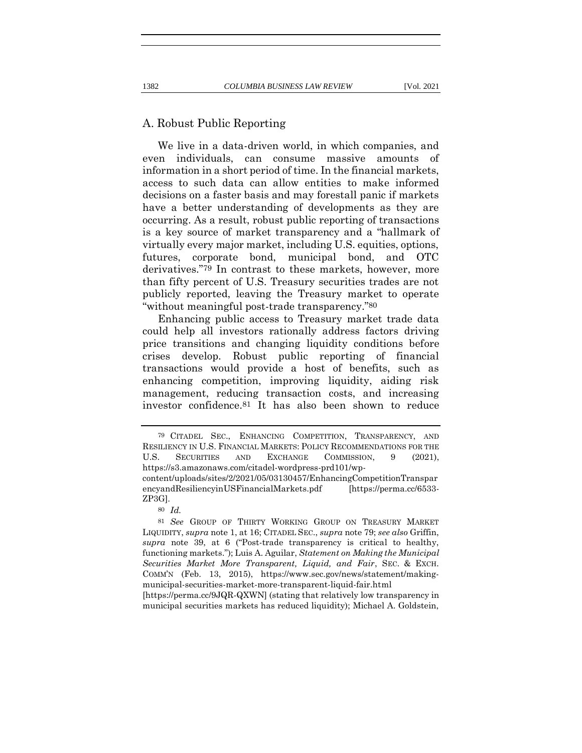## A. Robust Public Reporting

We live in a data-driven world, in which companies, and even individuals, can consume massive amounts of information in a short period of time. In the financial markets, access to such data can allow entities to make informed decisions on a faster basis and may forestall panic if markets have a better understanding of developments as they are occurring. As a result, robust public reporting of transactions is a key source of market transparency and a "hallmark of virtually every major market, including U.S. equities, options, futures, corporate bond, municipal bond, and OTC derivatives."[79] In contrast to these markets, however, more than fifty percent of U.S. Treasury securities trades are not publicly reported, leaving the Treasury market to operate "without meaningful post-trade transparency."[80]

Enhancing public access to Treasury market trade data could help all investors rationally address factors driving price transitions and changing liquidity conditions before crises develop. Robust public reporting of financial transactions would provide a host of benefits, such as enhancing competition, improving liquidity, aiding risk management, reducing transaction costs, and increasing investor confidence.[81] It has also been shown to reduce

---

[79] CITADEL SEC., ENHANCING COMPETITION, TRANSPARENCY, AND RESILIENCY IN U.S. FINANCIAL MARKETS: POLICY RECOMMENDATIONS FOR THE U.S. SECURITIES AND EXCHANGE COMMISSION, 9 (2021), https://s3.amazonaws.com/citadel-wordpress-prd101/wp-content/uploads/sites/2/2021/05/03130457/EnhancingCompetitionTransparencyandResiliencyinUSFinancialMarkets.pdf [https://perma.cc/6533-ZP3G].

[80] *Id.*

[81] *See* GROUP OF THIRTY WORKING GROUP ON TREASURY MARKET LIQUIDITY, *supra* note 1, at 16; CITADEL SEC., *supra* note 79; *see also* Griffin, *supra* note 39, at 6 ("Post-trade transparency is critical to healthy, functioning markets."); Luis A. Aguilar, *Statement on Making the Municipal Securities Market More Transparent, Liquid, and Fair*, SEC. & EXCH. COMM'N (Feb. 13, 2015), https://www.sec.gov/news/statement/making-municipal-securities-market-more-transparent-liquid-fair.html [https://perma.cc/9JQR-QXWN] (stating that relatively low transparency in municipal securities markets has reduced liquidity); Michael A. Goldstein,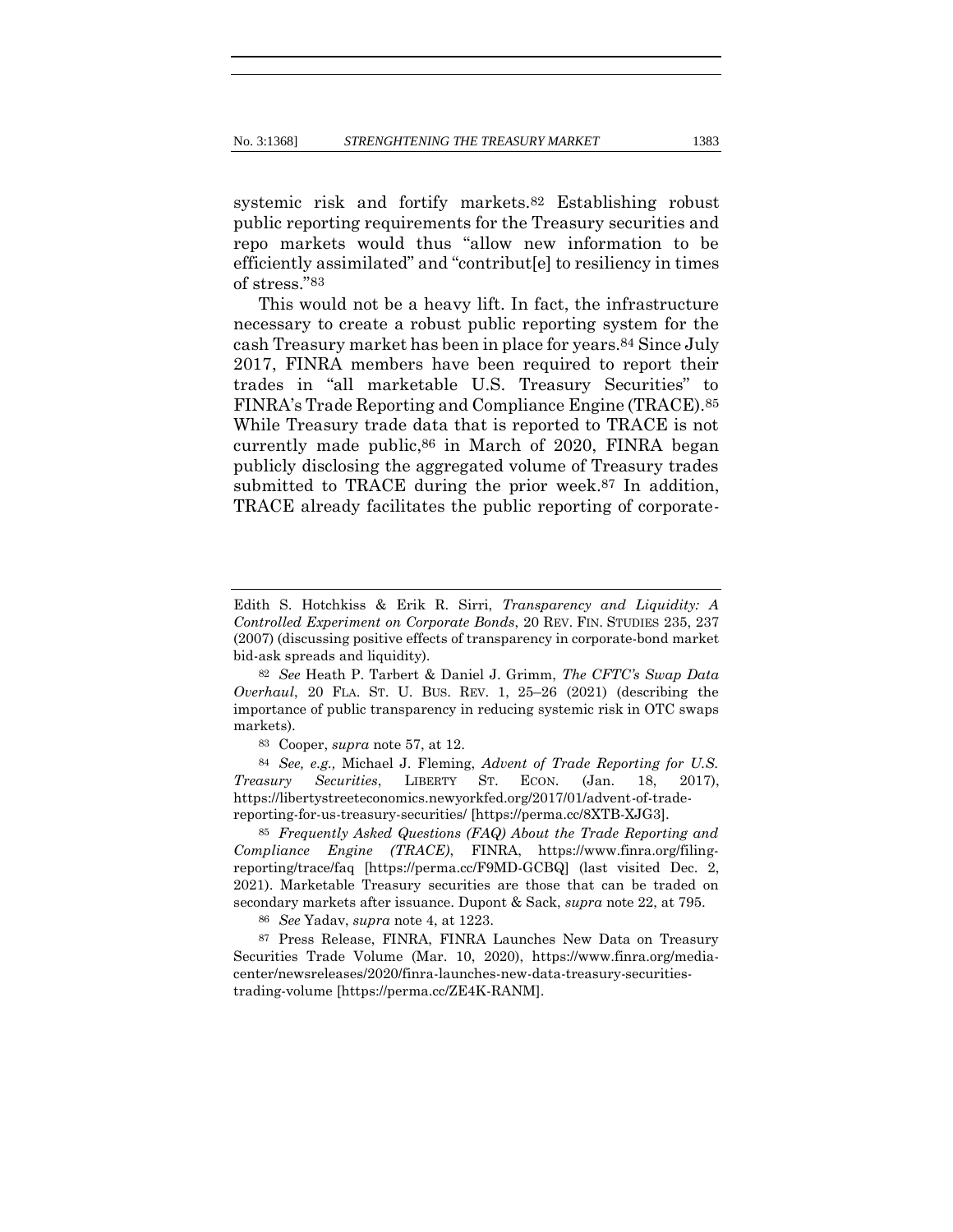systemic risk and fortify markets.[82] Establishing robust public reporting requirements for the Treasury securities and repo markets would thus "allow new information to be efficiently assimilated" and "contribut[e] to resiliency in times of stress."[83]

This would not be a heavy lift. In fact, the infrastructure necessary to create a robust public reporting system for the cash Treasury market has been in place for years.[84] Since July 2017, FINRA members have been required to report their trades in "all marketable U.S. Treasury Securities" to FINRA's Trade Reporting and Compliance Engine (TRACE).[85] While Treasury trade data that is reported to TRACE is not currently made public,[86] in March of 2020, FINRA began publicly disclosing the aggregated volume of Treasury trades submitted to TRACE during the prior week.[87] In addition, TRACE already facilitates the public reporting of corporate-

---

Edith S. Hotchkiss & Erik R. Sirri, *Transparency and Liquidity: A Controlled Experiment on Corporate Bonds*, 20 REV. FIN. STUDIES 235, 237 (2007) (discussing positive effects of transparency in corporate-bond market bid-ask spreads and liquidity).

[82] *See* Heath P. Tarbert & Daniel J. Grimm, *The CFTC's Swap Data Overhaul*, 20 FLA. ST. U. BUS. REV. 1, 25–26 (2021) (describing the importance of public transparency in reducing systemic risk in OTC swaps markets).

[83] Cooper, *supra* note 57, at 12.

[84] *See, e.g.,* Michael J. Fleming, *Advent of Trade Reporting for U.S. Treasury Securities*, LIBERTY ST. ECON. (Jan. 18, 2017), https://libertystreeteconomics.newyorkfed.org/2017/01/advent-of-trade-reporting-for-us-treasury-securities/ [https://perma.cc/8XTB-XJG3].

[85] *Frequently Asked Questions (FAQ) About the Trade Reporting and Compliance Engine (TRACE)*, FINRA, https://www.finra.org/filing-reporting/trace/faq [https://perma.cc/F9MD-GCBQ] (last visited Dec. 2, 2021). Marketable Treasury securities are those that can be traded on secondary markets after issuance. Dupont & Sack, *supra* note 22, at 795.

[86] *See* Yadav, *supra* note 4, at 1223.

[87] Press Release, FINRA, FINRA Launches New Data on Treasury Securities Trade Volume (Mar. 10, 2020), https://www.finra.org/media-center/newsreleases/2020/finra-launches-new-data-treasury-securities-trading-volume [https://perma.cc/ZE4K-RANM].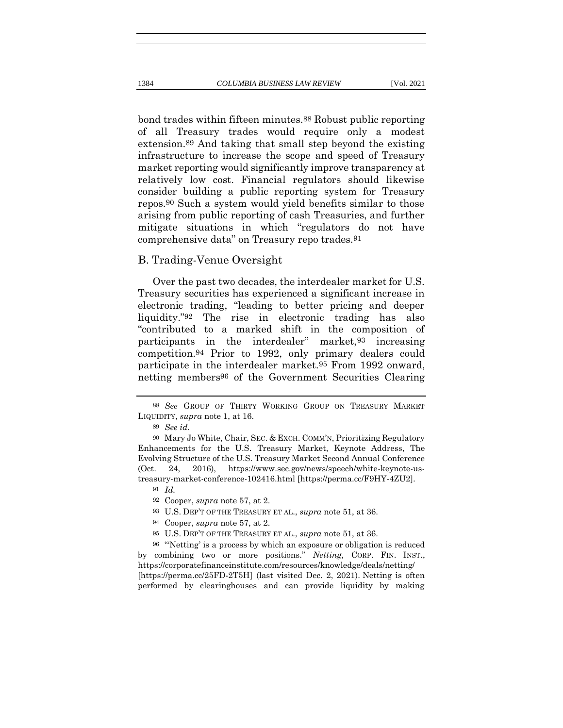bond trades within fifteen minutes.[88] Robust public reporting of all Treasury trades would require only a modest extension.[89] And taking that small step beyond the existing infrastructure to increase the scope and speed of Treasury market reporting would significantly improve transparency at relatively low cost. Financial regulators should likewise consider building a public reporting system for Treasury repos.[90] Such a system would yield benefits similar to those arising from public reporting of cash Treasuries, and further mitigate situations in which "regulators do not have comprehensive data" on Treasury repo trades.[91]

## B. Trading-Venue Oversight

Over the past two decades, the interdealer market for U.S. Treasury securities has experienced a significant increase in electronic trading, "leading to better pricing and deeper liquidity."[92] The rise in electronic trading has also "contributed to a marked shift in the composition of participants in the interdealer" market,[93] increasing competition.[94] Prior to 1992, only primary dealers could participate in the interdealer market.[95] From 1992 onward, netting members[96] of the Government Securities Clearing

---

[88] *See* GROUP OF THIRTY WORKING GROUP ON TREASURY MARKET LIQUIDITY, *supra* note 1, at 16.

[89] *See id.*

[90] Mary Jo White, Chair, SEC. & EXCH. COMM'N, Prioritizing Regulatory Enhancements for the U.S. Treasury Market, Keynote Address, The Evolving Structure of the U.S. Treasury Market Second Annual Conference (Oct. 24, 2016), https://www.sec.gov/news/speech/white-keynote-us-treasury-market-conference-102416.html [https://perma.cc/F9HY-4ZU2].

[91] *Id.*

[92] Cooper, *supra* note 57, at 2.

[93] U.S. DEP'T OF THE TREASURY ET AL., *supra* note 51, at 36.

[94] Cooper, *supra* note 57, at 2.

[95] U.S. DEP'T OF THE TREASURY ET AL., *supra* note 51, at 36.

[96] "'Netting' is a process by which an exposure or obligation is reduced by combining two or more positions." *Netting*, CORP. FIN. INST., https://corporatefinanceinstitute.com/resources/knowledge/deals/netting/ [https://perma.cc/25FD-2T5H] (last visited Dec. 2, 2021). Netting is often performed by clearinghouses and can provide liquidity by making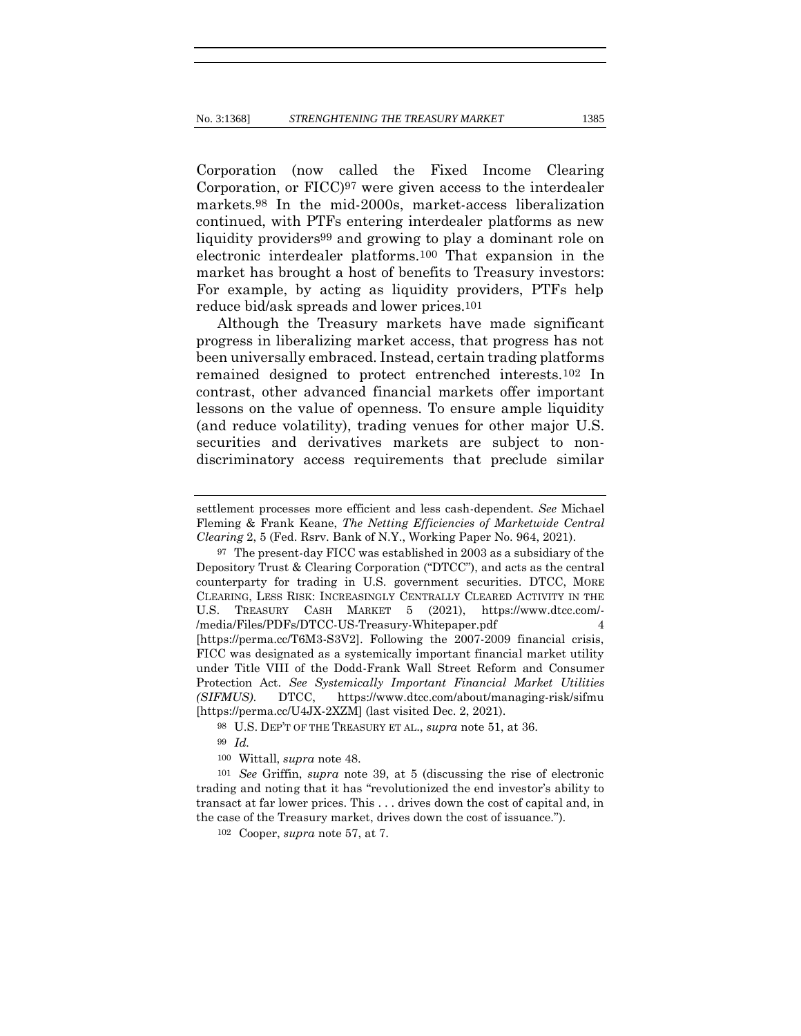Corporation (now called the Fixed Income Clearing Corporation, or FICC)[97] were given access to the interdealer markets.[98] In the mid-2000s, market-access liberalization continued, with PTFs entering interdealer platforms as new liquidity providers[99] and growing to play a dominant role on electronic interdealer platforms.[100] That expansion in the market has brought a host of benefits to Treasury investors: For example, by acting as liquidity providers, PTFs help reduce bid/ask spreads and lower prices.[101]

Although the Treasury markets have made significant progress in liberalizing market access, that progress has not been universally embraced. Instead, certain trading platforms remained designed to protect entrenched interests.[102] In contrast, other advanced financial markets offer important lessons on the value of openness. To ensure ample liquidity (and reduce volatility), trading venues for other major U.S. securities and derivatives markets are subject to non-discriminatory access requirements that preclude similar

---

settlement processes more efficient and less cash-dependent. *See* Michael Fleming & Frank Keane, *The Netting Efficiencies of Marketwide Central Clearing* 2, 5 (Fed. Rsrv. Bank of N.Y., Working Paper No. 964, 2021).

[97] The present-day FICC was established in 2003 as a subsidiary of the Depository Trust & Clearing Corporation ("DTCC"), and acts as the central counterparty for trading in U.S. government securities. DTCC, MORE CLEARING, LESS RISK: INCREASINGLY CENTRALLY CLEARED ACTIVITY IN THE U.S. TREASURY CASH MARKET 5 (2021), https://www.dtcc.com/-/media/Files/PDFs/DTCC-US-Treasury-Whitepaper.pdf 4 [https://perma.cc/T6M3-S3V2]. Following the 2007-2009 financial crisis, FICC was designated as a systemically important financial market utility under Title VIII of the Dodd-Frank Wall Street Reform and Consumer Protection Act. *See Systemically Important Financial Market Utilities (SIFMUS)*. DTCC, https://www.dtcc.com/about/managing-risk/sifmu [https://perma.cc/U4JX-2XZM] (last visited Dec. 2, 2021).

[98] U.S. DEP'T OF THE TREASURY ET AL., *supra* note 51, at 36.

[99] *Id.*

[100] Wittall, *supra* note 48.

[101] *See* Griffin, *supra* note 39, at 5 (discussing the rise of electronic trading and noting that it has "revolutionized the end investor's ability to transact at far lower prices. This . . . drives down the cost of capital and, in the case of the Treasury market, drives down the cost of issuance.").

[102] Cooper, *supra* note 57, at 7.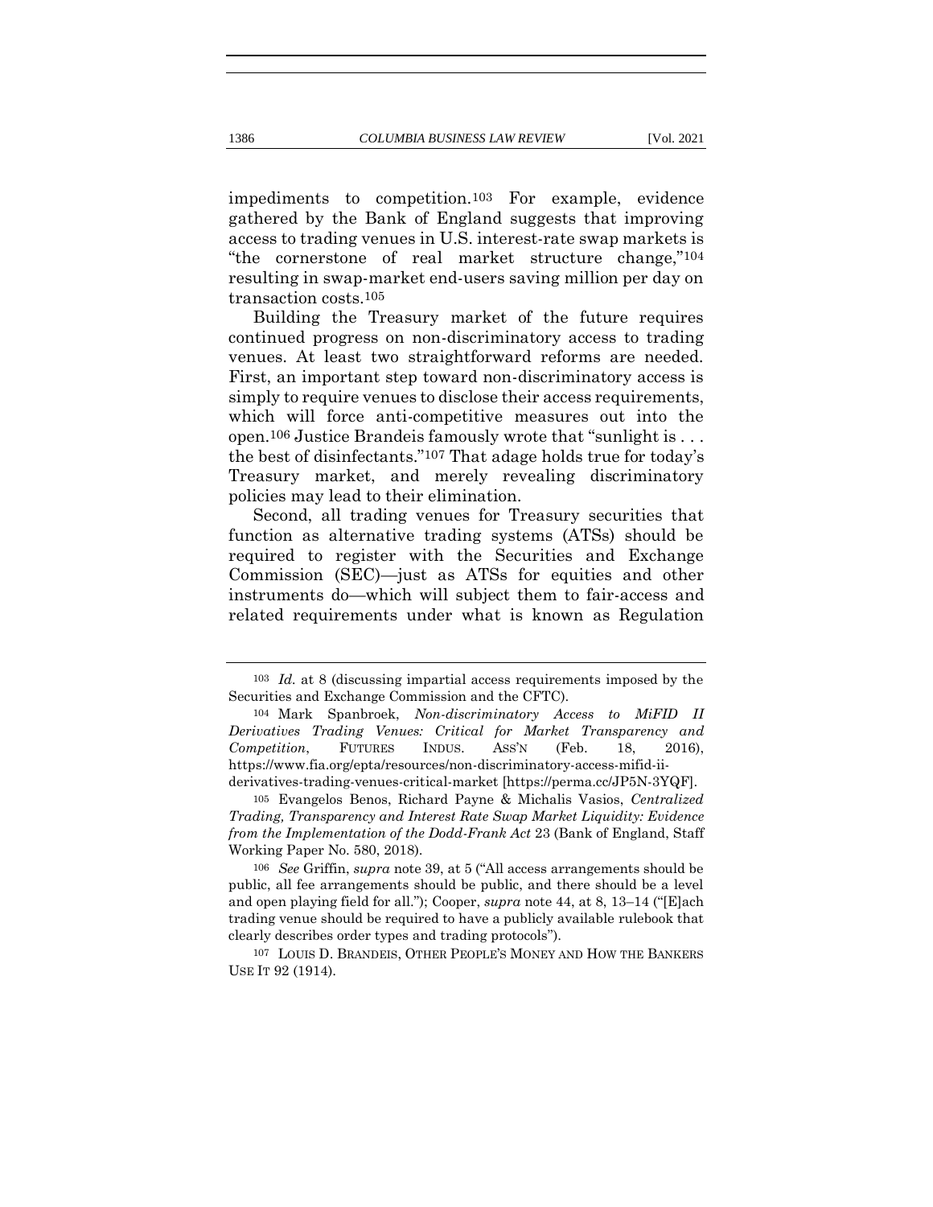impediments to competition.[103] For example, evidence gathered by the Bank of England suggests that improving access to trading venues in U.S. interest-rate swap markets is "the cornerstone of real market structure change,"[104] resulting in swap-market end-users saving million per day on transaction costs.[105]

Building the Treasury market of the future requires continued progress on non-discriminatory access to trading venues. At least two straightforward reforms are needed. First, an important step toward non-discriminatory access is simply to require venues to disclose their access requirements, which will force anti-competitive measures out into the open.[106] Justice Brandeis famously wrote that "sunlight is . . . the best of disinfectants."[107] That adage holds true for today's Treasury market, and merely revealing discriminatory policies may lead to their elimination.

Second, all trading venues for Treasury securities that function as alternative trading systems (ATSs) should be required to register with the Securities and Exchange Commission (SEC)—just as ATSs for equities and other instruments do—which will subject them to fair-access and related requirements under what is known as Regulation

---

[103] *Id.* at 8 (discussing impartial access requirements imposed by the Securities and Exchange Commission and the CFTC).

[104] Mark Spanbroek, *Non-discriminatory Access to MiFID II Derivatives Trading Venues: Critical for Market Transparency and Competition*, FUTURES INDUS. ASS'N (Feb. 18, 2016), https://www.fia.org/epta/resources/non-discriminatory-access-mifid-ii-derivatives-trading-venues-critical-market [https://perma.cc/JP5N-3YQF].

[105] Evangelos Benos, Richard Payne & Michalis Vasios, *Centralized Trading, Transparency and Interest Rate Swap Market Liquidity: Evidence from the Implementation of the Dodd-Frank Act* 23 (Bank of England, Staff Working Paper No. 580, 2018).

[106] *See* Griffin, *supra* note 39, at 5 ("All access arrangements should be public, all fee arrangements should be public, and there should be a level and open playing field for all."); Cooper, *supra* note 44, at 8, 13–14 ("[E]ach trading venue should be required to have a publicly available rulebook that clearly describes order types and trading protocols").

[107] LOUIS D. BRANDEIS, OTHER PEOPLE'S MONEY AND HOW THE BANKERS USE IT 92 (1914).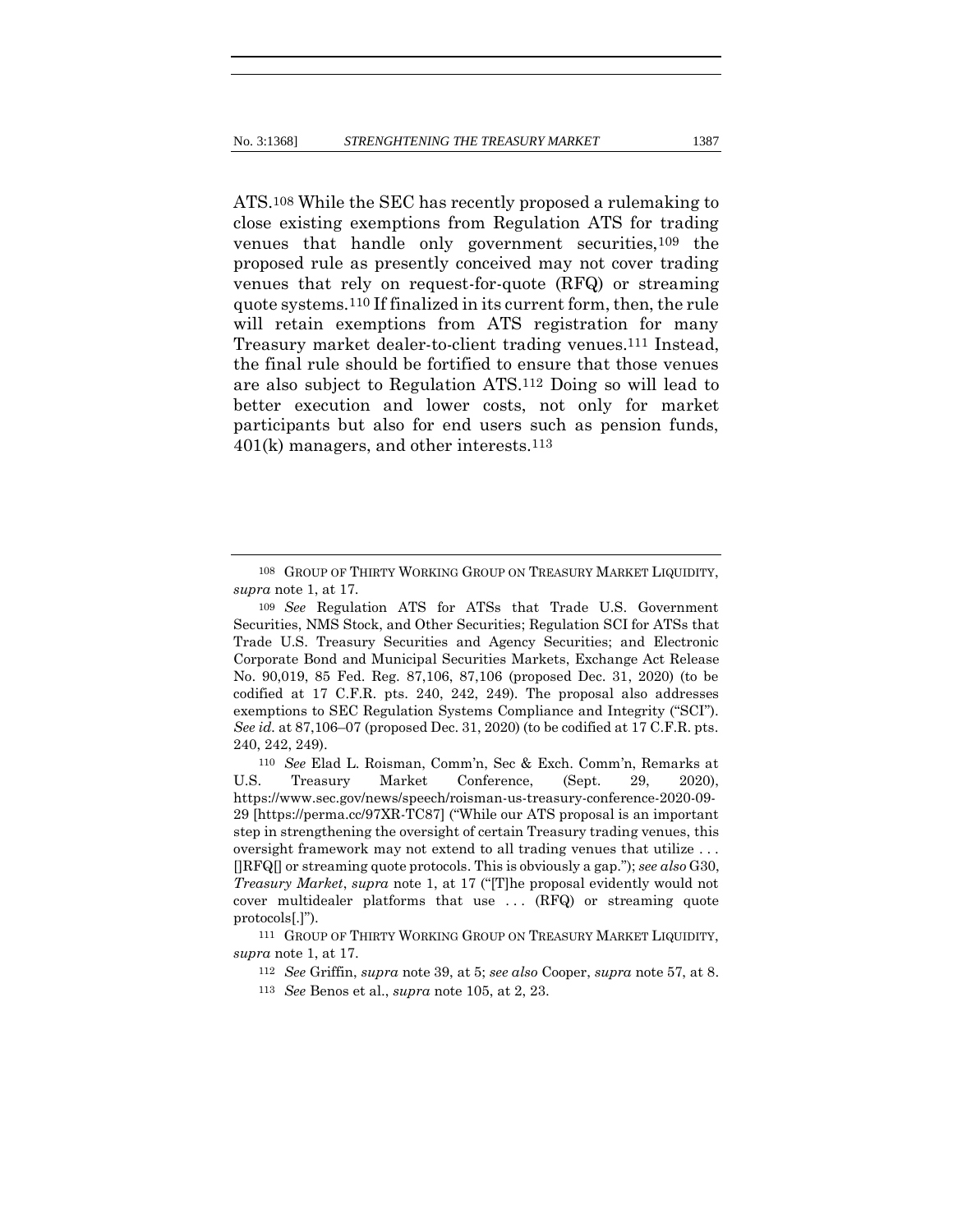ATS.[108] While the SEC has recently proposed a rulemaking to close existing exemptions from Regulation ATS for trading venues that handle only government securities,[109] the proposed rule as presently conceived may not cover trading venues that rely on request-for-quote (RFQ) or streaming quote systems.[110] If finalized in its current form, then, the rule will retain exemptions from ATS registration for many Treasury market dealer-to-client trading venues.[111] Instead, the final rule should be fortified to ensure that those venues are also subject to Regulation ATS.[112] Doing so will lead to better execution and lower costs, not only for market participants but also for end users such as pension funds, 401(k) managers, and other interests.[113]

---

108 GROUP OF THIRTY WORKING GROUP ON TREASURY MARKET LIQUIDITY, *supra* note 1, at 17.

109 *See* Regulation ATS for ATSs that Trade U.S. Government Securities, NMS Stock, and Other Securities; Regulation SCI for ATSs that Trade U.S. Treasury Securities and Agency Securities; and Electronic Corporate Bond and Municipal Securities Markets, Exchange Act Release No. 90,019, 85 Fed. Reg. 87,106, 87,106 (proposed Dec. 31, 2020) (to be codified at 17 C.F.R. pts. 240, 242, 249). The proposal also addresses exemptions to SEC Regulation Systems Compliance and Integrity ("SCI"). *See id.* at 87,106–07 (proposed Dec. 31, 2020) (to be codified at 17 C.F.R. pts. 240, 242, 249).

110 *See* Elad L. Roisman, Comm'n, Sec & Exch. Comm'n, Remarks at U.S. Treasury Market Conference, (Sept. 29, 2020), https://www.sec.gov/news/speech/roisman-us-treasury-conference-2020-09-29 [https://perma.cc/97XR-TC87] ("While our ATS proposal is an important step in strengthening the oversight of certain Treasury trading venues, this oversight framework may not extend to all trading venues that utilize . . . []RFQ[] or streaming quote protocols. This is obviously a gap."); *see also* G30, *Treasury Market*, *supra* note 1, at 17 ("[T]he proposal evidently would not cover multidealer platforms that use . . . (RFQ) or streaming quote protocols[.]").

111 GROUP OF THIRTY WORKING GROUP ON TREASURY MARKET LIQUIDITY, *supra* note 1, at 17.

112 *See* Griffin, *supra* note 39, at 5; *see also* Cooper, *supra* note 57, at 8.

113 *See* Benos et al., *supra* note 105, at 2, 23.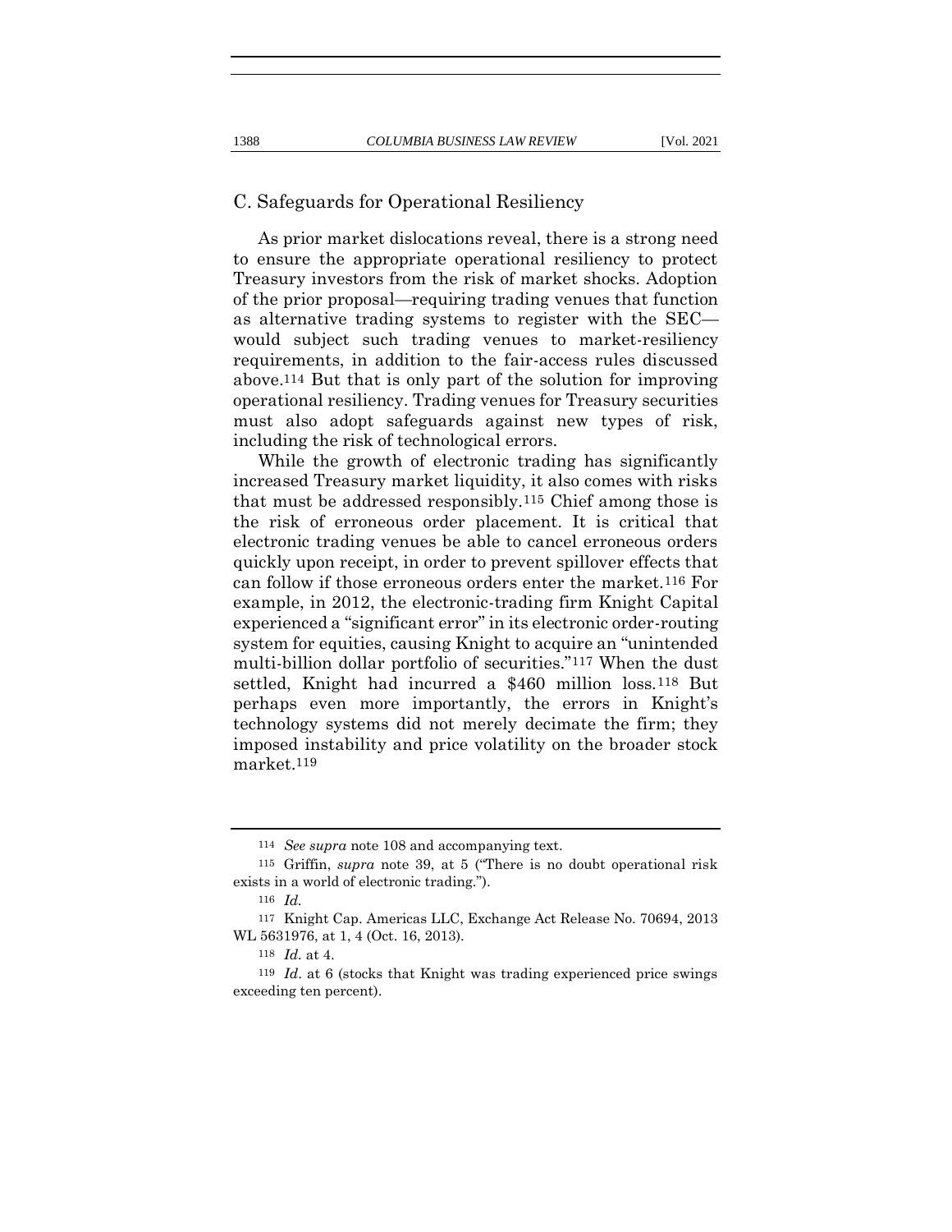## C. Safeguards for Operational Resiliency

As prior market dislocations reveal, there is a strong need to ensure the appropriate operational resiliency to protect Treasury investors from the risk of market shocks. Adoption of the prior proposal—requiring trading venues that function as alternative trading systems to register with the SEC—would subject such trading venues to market-resiliency requirements, in addition to the fair-access rules discussed above.[114] But that is only part of the solution for improving operational resiliency. Trading venues for Treasury securities must also adopt safeguards against new types of risk, including the risk of technological errors.

While the growth of electronic trading has significantly increased Treasury market liquidity, it also comes with risks that must be addressed responsibly.[115] Chief among those is the risk of erroneous order placement. It is critical that electronic trading venues be able to cancel erroneous orders quickly upon receipt, in order to prevent spillover effects that can follow if those erroneous orders enter the market.[116] For example, in 2012, the electronic-trading firm Knight Capital experienced a "significant error" in its electronic order-routing system for equities, causing Knight to acquire an "unintended multi-billion dollar portfolio of securities."[117] When the dust settled, Knight had incurred a $460 million loss.[118] But perhaps even more importantly, the errors in Knight's technology systems did not merely decimate the firm; they imposed instability and price volatility on the broader stock market.[119]

---

[114] *See supra* note 108 and accompanying text.

[115] Griffin, *supra* note 39, at 5 ("There is no doubt operational risk exists in a world of electronic trading.").

[116] *Id.*

[117] Knight Cap. Americas LLC, Exchange Act Release No. 70694, 2013 WL 5631976, at 1, 4 (Oct. 16, 2013).

[118] *Id.* at 4.

[119] *Id*. at 6 (stocks that Knight was trading experienced price swings exceeding ten percent).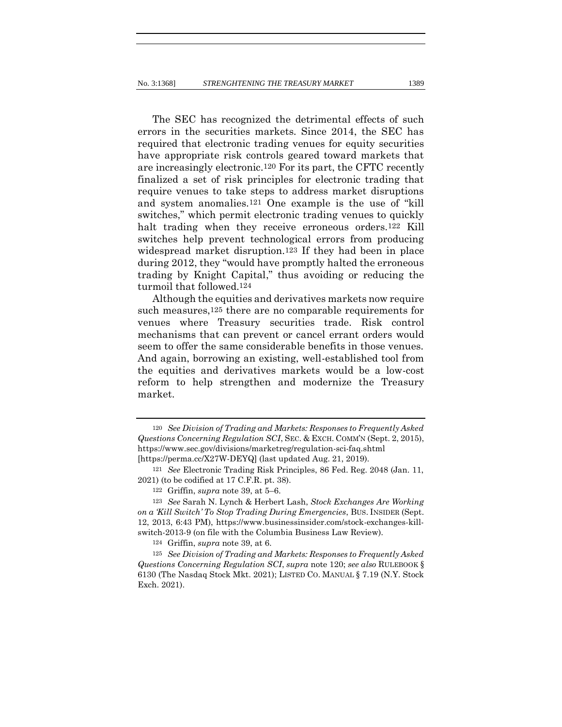The SEC has recognized the detrimental effects of such errors in the securities markets. Since 2014, the SEC has required that electronic trading venues for equity securities have appropriate risk controls geared toward markets that are increasingly electronic.[120] For its part, the CFTC recently finalized a set of risk principles for electronic trading that require venues to take steps to address market disruptions and system anomalies.[121] One example is the use of "kill switches," which permit electronic trading venues to quickly halt trading when they receive erroneous orders.[122] Kill switches help prevent technological errors from producing widespread market disruption.[123] If they had been in place during 2012, they "would have promptly halted the erroneous trading by Knight Capital," thus avoiding or reducing the turmoil that followed.[124]

Although the equities and derivatives markets now require such measures,[125] there are no comparable requirements for venues where Treasury securities trade. Risk control mechanisms that can prevent or cancel errant orders would seem to offer the same considerable benefits in those venues. And again, borrowing an existing, well-established tool from the equities and derivatives markets would be a low-cost reform to help strengthen and modernize the Treasury market.

---

120 *See Division of Trading and Markets: Responses to Frequently Asked Questions Concerning Regulation SCI*, SEC. & EXCH. COMM'N (Sept. 2, 2015), https://www.sec.gov/divisions/marketreg/regulation-sci-faq.shtml [https://perma.cc/X27W-DEYQ] (last updated Aug. 21, 2019).

121 *See* Electronic Trading Risk Principles, 86 Fed. Reg. 2048 (Jan. 11, 2021) (to be codified at 17 C.F.R. pt. 38).

122 Griffin, *supra* note 39, at 5–6.

123 *See* Sarah N. Lynch & Herbert Lash, *Stock Exchanges Are Working on a 'Kill Switch' To Stop Trading During Emergencies*, BUS. INSIDER (Sept. 12, 2013, 6:43 PM), https://www.businessinsider.com/stock-exchanges-kill-switch-2013-9 (on file with the Columbia Business Law Review).

124 Griffin, *supra* note 39, at 6.

125 *See Division of Trading and Markets: Responses to Frequently Asked Questions Concerning Regulation SCI*, *supra* note 120; *see also* RULEBOOK § 6130 (The Nasdaq Stock Mkt. 2021); LISTED CO. MANUAL § 7.19 (N.Y. Stock Exch. 2021).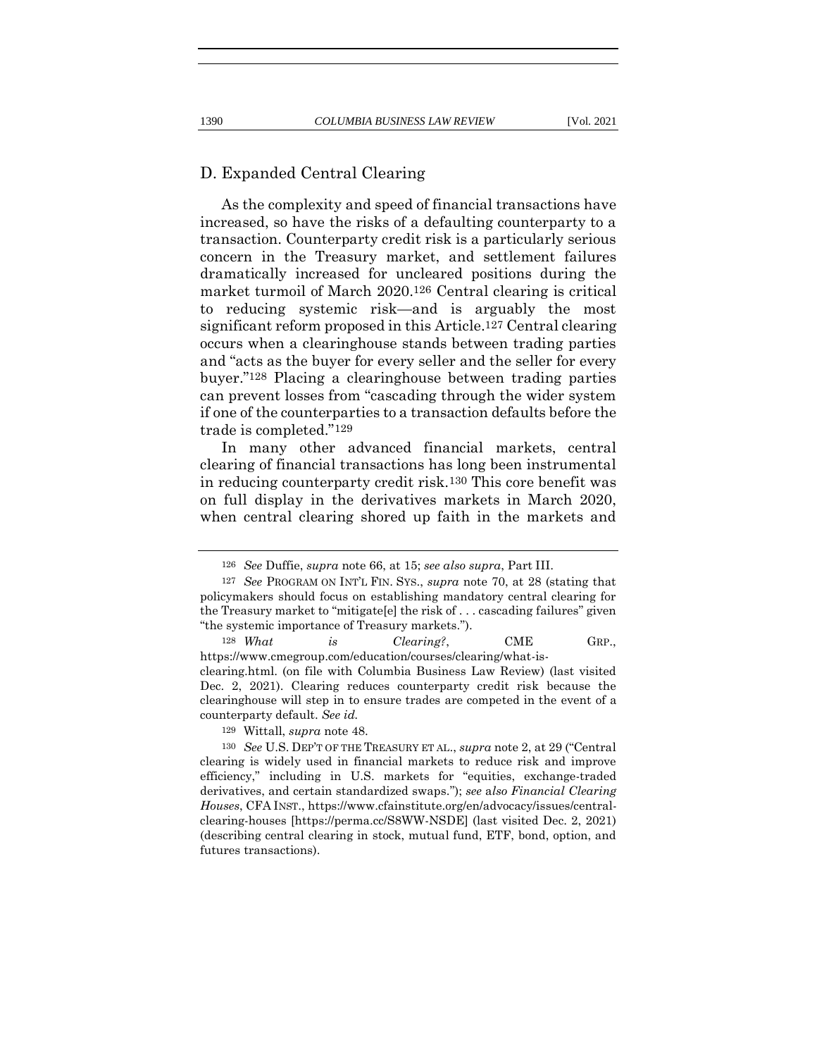## D. Expanded Central Clearing

As the complexity and speed of financial transactions have increased, so have the risks of a defaulting counterparty to a transaction. Counterparty credit risk is a particularly serious concern in the Treasury market, and settlement failures dramatically increased for uncleared positions during the market turmoil of March 2020.[126] Central clearing is critical to reducing systemic risk—and is arguably the most significant reform proposed in this Article.[127] Central clearing occurs when a clearinghouse stands between trading parties and "acts as the buyer for every seller and the seller for every buyer."[128] Placing a clearinghouse between trading parties can prevent losses from "cascading through the wider system if one of the counterparties to a transaction defaults before the trade is completed."[129]

In many other advanced financial markets, central clearing of financial transactions has long been instrumental in reducing counterparty credit risk.[130] This core benefit was on full display in the derivatives markets in March 2020, when central clearing shored up faith in the markets and

---

[126] *See* Duffie, *supra* note 66, at 15; *see also supra*, Part III.

[127] *See* PROGRAM ON INT'L FIN. SYS., *supra* note 70, at 28 (stating that policymakers should focus on establishing mandatory central clearing for the Treasury market to "mitigate[e] the risk of . . . cascading failures" given "the systemic importance of Treasury markets.").

[128] *What is Clearing?*, CME GRP., https://www.cmegroup.com/education/courses/clearing/what-is-clearing.html. (on file with Columbia Business Law Review) (last visited Dec. 2, 2021). Clearing reduces counterparty credit risk because the clearinghouse will step in to ensure trades are competed in the event of a counterparty default. *See id.*

[129] Wittall, *supra* note 48.

[130] *See* U.S. DEP'T OF THE TREASURY ET AL., *supra* note 2, at 29 ("Central clearing is widely used in financial markets to reduce risk and improve efficiency," including in U.S. markets for "equities, exchange-traded derivatives, and certain standardized swaps."); *see also Financial Clearing Houses*, CFA INST., https://www.cfainstitute.org/en/advocacy/issues/central-clearing-houses [https://perma.cc/S8WW-NSDE] (last visited Dec. 2, 2021) (describing central clearing in stock, mutual fund, ETF, bond, option, and futures transactions).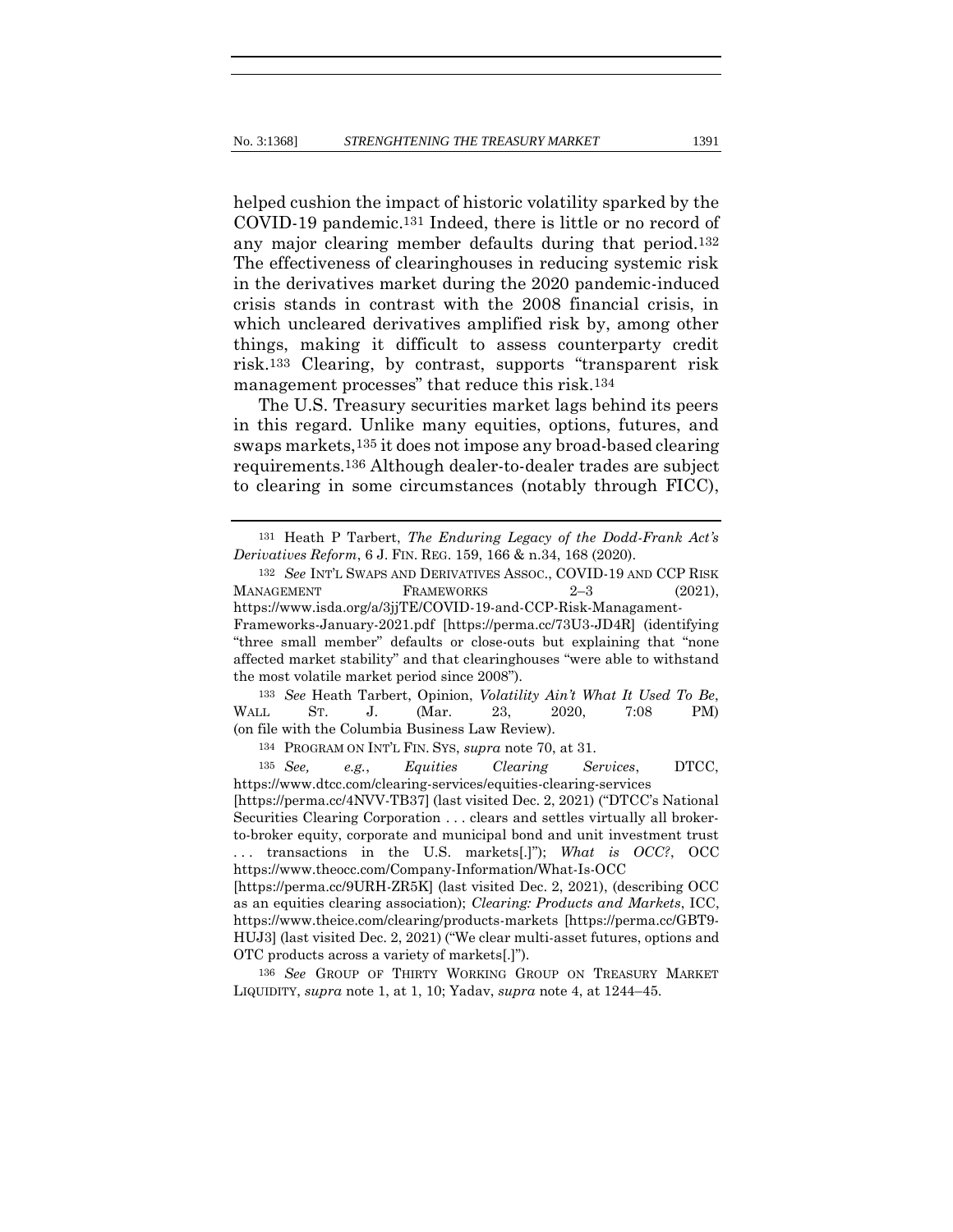helped cushion the impact of historic volatility sparked by the COVID-19 pandemic.[131] Indeed, there is little or no record of any major clearing member defaults during that period.[132] The effectiveness of clearinghouses in reducing systemic risk in the derivatives market during the 2020 pandemic-induced crisis stands in contrast with the 2008 financial crisis, in which uncleared derivatives amplified risk by, among other things, making it difficult to assess counterparty credit risk.[133] Clearing, by contrast, supports "transparent risk management processes" that reduce this risk.[134]

The U.S. Treasury securities market lags behind its peers in this regard. Unlike many equities, options, futures, and swaps markets,[135] it does not impose any broad-based clearing requirements.[136] Although dealer-to-dealer trades are subject to clearing in some circumstances (notably through FICC),

---

[131] Heath P Tarbert, *The Enduring Legacy of the Dodd-Frank Act's Derivatives Reform*, 6 J. FIN. REG. 159, 166 & n.34, 168 (2020).

[132] *See* INT'L SWAPS AND DERIVATIVES ASSOC., COVID-19 AND CCP RISK MANAGEMENT FRAMEWORKS 2–3 (2021), https://www.isda.org/a/3jjTE/COVID-19-and-CCP-Risk-Managament-Frameworks-January-2021.pdf [https://perma.cc/73U3-JD4R] (identifying "three small member" defaults or close-outs but explaining that "none affected market stability" and that clearinghouses "were able to withstand the most volatile market period since 2008").

[133] *See* Heath Tarbert, Opinion, *Volatility Ain't What It Used To Be*, WALL ST. J. (Mar. 23, 2020, 7:08 PM) (on file with the Columbia Business Law Review).

[134] PROGRAM ON INT'L FIN. SYS, *supra* note 70, at 31.

[135] *See, e.g.*, *Equities Clearing Services*, DTCC, https://www.dtcc.com/clearing-services/equities-clearing-services [https://perma.cc/4NVV-TB37] (last visited Dec. 2, 2021) ("DTCC's National Securities Clearing Corporation . . . clears and settles virtually all broker-to-broker equity, corporate and municipal bond and unit investment trust . . . transactions in the U.S. markets[.]"); *What is OCC?*, OCC https://www.theocc.com/Company-Information/What-Is-OCC [https://perma.cc/9URH-ZR5K] (last visited Dec. 2, 2021), (describing OCC as an equities clearing association); *Clearing: Products and Markets*, ICC, https://www.theice.com/clearing/products-markets [https://perma.cc/GBT9-HUJ3] (last visited Dec. 2, 2021) ("We clear multi-asset futures, options and OTC products across a variety of markets[.]").

[136] *See* GROUP OF THIRTY WORKING GROUP ON TREASURY MARKET LIQUIDITY, *supra* note 1, at 1, 10; Yadav, *supra* note 4, at 1244–45.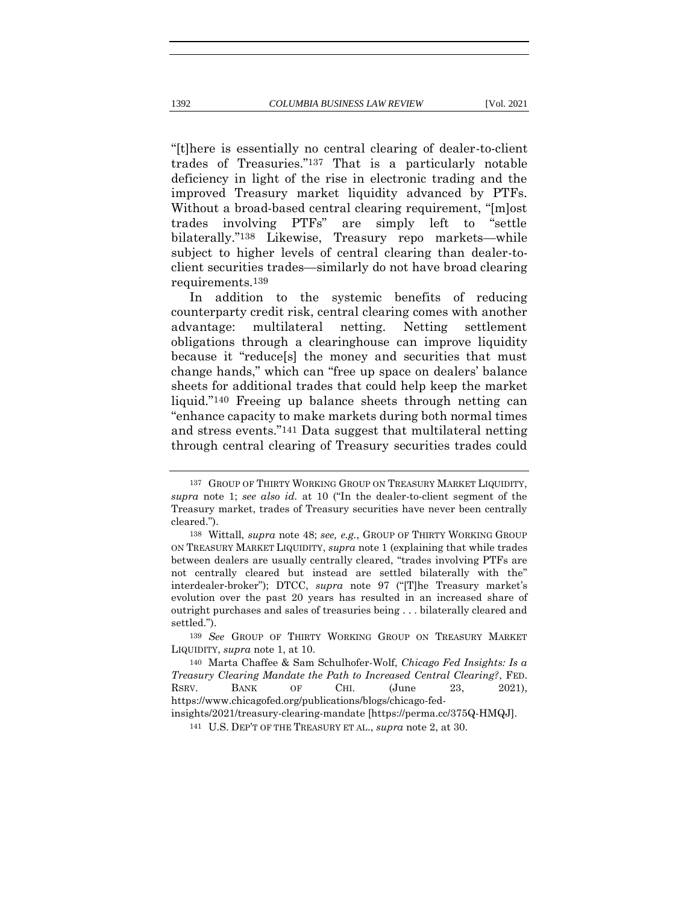"[t]here is essentially no central clearing of dealer-to-client trades of Treasuries."[137] That is a particularly notable deficiency in light of the rise in electronic trading and the improved Treasury market liquidity advanced by PTFs. Without a broad-based central clearing requirement, "[m]ost trades involving PTFs" are simply left to "settle bilaterally."[138] Likewise, Treasury repo markets—while subject to higher levels of central clearing than dealer-to-client securities trades—similarly do not have broad clearing requirements.[139]

In addition to the systemic benefits of reducing counterparty credit risk, central clearing comes with another advantage: multilateral netting. Netting settlement obligations through a clearinghouse can improve liquidity because it "reduce[s] the money and securities that must change hands," which can "free up space on dealers' balance sheets for additional trades that could help keep the market liquid."[140] Freeing up balance sheets through netting can "enhance capacity to make markets during both normal times and stress events."[141] Data suggest that multilateral netting through central clearing of Treasury securities trades could

---

[137] GROUP OF THIRTY WORKING GROUP ON TREASURY MARKET LIQUIDITY, *supra* note 1; *see also id.* at 10 ("In the dealer-to-client segment of the Treasury market, trades of Treasury securities have never been centrally cleared.").

[138] Wittall, *supra* note 48; *see, e.g.*, GROUP OF THIRTY WORKING GROUP ON TREASURY MARKET LIQUIDITY, *supra* note 1 (explaining that while trades between dealers are usually centrally cleared, "trades involving PTFs are not centrally cleared but instead are settled bilaterally with the" interdealer-broker"); DTCC, *supra* note 97 ("[T]he Treasury market's evolution over the past 20 years has resulted in an increased share of outright purchases and sales of treasuries being . . . bilaterally cleared and settled.").

[139] *See* GROUP OF THIRTY WORKING GROUP ON TREASURY MARKET LIQUIDITY, *supra* note 1, at 10.

[140] Marta Chaffee & Sam Schulhofer-Wolf, *Chicago Fed Insights: Is a Treasury Clearing Mandate the Path to Increased Central Clearing?*, FED. RSRV. BANK OF CHI. (June 23, 2021), https://www.chicagofed.org/publications/blogs/chicago-fed-insights/2021/treasury-clearing-mandate [https://perma.cc/375Q-HMQJ].

[141] U.S. DEP'T OF THE TREASURY ET AL., *supra* note 2, at 30.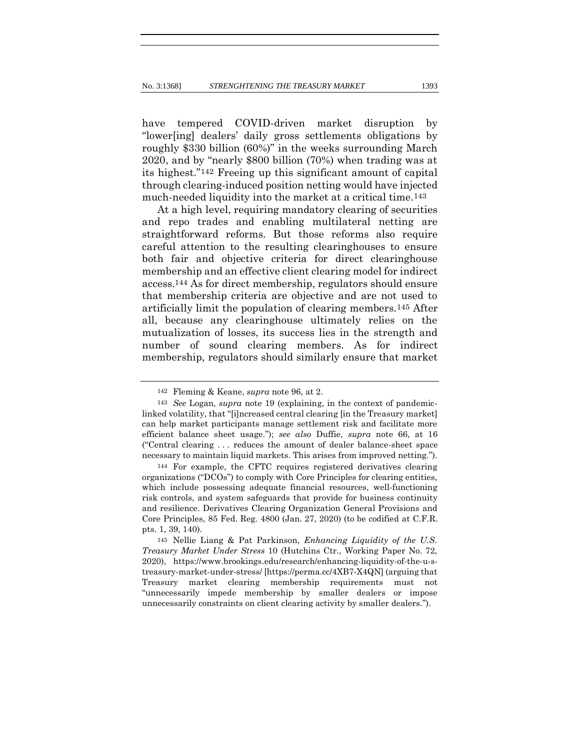have tempered COVID-driven market disruption by "lower[ing] dealers' daily gross settlements obligations by roughly \$330 billion (60%)" in the weeks surrounding March 2020, and by "nearly \$800 billion (70%) when trading was at its highest."[142] Freeing up this significant amount of capital through clearing-induced position netting would have injected much-needed liquidity into the market at a critical time.[143]

At a high level, requiring mandatory clearing of securities and repo trades and enabling multilateral netting are straightforward reforms. But those reforms also require careful attention to the resulting clearinghouses to ensure both fair and objective criteria for direct clearinghouse membership and an effective client clearing model for indirect access.[144] As for direct membership, regulators should ensure that membership criteria are objective and are not used to artificially limit the population of clearing members.[145] After all, because any clearinghouse ultimately relies on the mutualization of losses, its success lies in the strength and number of sound clearing members. As for indirect membership, regulators should similarly ensure that market

---

142 Fleming & Keane, *supra* note 96, at 2.

143 *See* Logan, *supra* note 19 (explaining, in the context of pandemic-linked volatility, that "[i]ncreased central clearing [in the Treasury market] can help market participants manage settlement risk and facilitate more efficient balance sheet usage."); *see also* Duffie, *supra* note 66, at 16 ("Central clearing . . . reduces the amount of dealer balance-sheet space necessary to maintain liquid markets. This arises from improved netting.").

144 For example, the CFTC requires registered derivatives clearing organizations ("DCOs") to comply with Core Principles for clearing entities, which include possessing adequate financial resources, well-functioning risk controls, and system safeguards that provide for business continuity and resilience. Derivatives Clearing Organization General Provisions and Core Principles, 85 Fed. Reg. 4800 (Jan. 27, 2020) (to be codified at C.F.R. pts. 1, 39, 140).

145 Nellie Liang & Pat Parkinson, *Enhancing Liquidity of the U.S. Treasury Market Under Stress* 10 (Hutchins Ctr., Working Paper No. 72, 2020), https://www.brookings.edu/research/enhancing-liquidity-of-the-u-s-treasury-market-under-stress/ [https://perma.cc/4XB7-X4QN] (arguing that Treasury market clearing membership requirements must not "unnecessarily impede membership by smaller dealers or impose unnecessarily constraints on client clearing activity by smaller dealers.").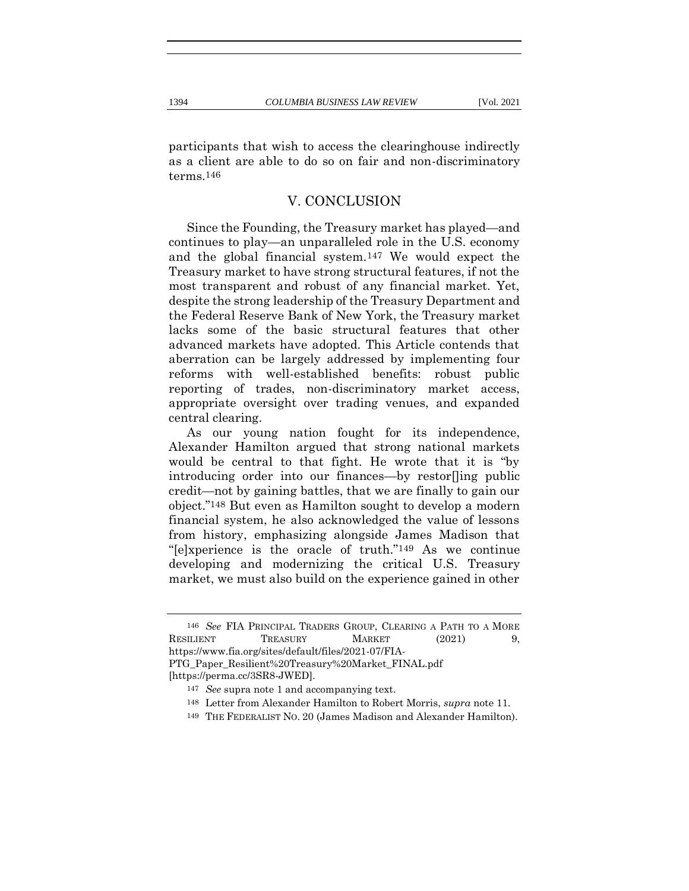participants that wish to access the clearinghouse indirectly as a client are able to do so on fair and non-discriminatory terms.[146]

## V. CONCLUSION

Since the Founding, the Treasury market has played—and continues to play—an unparalleled role in the U.S. economy and the global financial system.[147] We would expect the Treasury market to have strong structural features, if not the most transparent and robust of any financial market. Yet, despite the strong leadership of the Treasury Department and the Federal Reserve Bank of New York, the Treasury market lacks some of the basic structural features that other advanced markets have adopted. This Article contends that aberration can be largely addressed by implementing four reforms with well-established benefits: robust public reporting of trades, non-discriminatory market access, appropriate oversight over trading venues, and expanded central clearing.

As our young nation fought for its independence, Alexander Hamilton argued that strong national markets would be central to that fight. He wrote that it is "by introducing order into our finances—by restor[]ing public credit—not by gaining battles, that we are finally to gain our object."[148] But even as Hamilton sought to develop a modern financial system, he also acknowledged the value of lessons from history, emphasizing alongside James Madison that "[e]xperience is the oracle of truth."[149] As we continue developing and modernizing the critical U.S. Treasury market, we must also build on the experience gained in other

---

[146] *See* FIA PRINCIPAL TRADERS GROUP, CLEARING A PATH TO A MORE RESILIENT TREASURY MARKET (2021) 9, https://www.fia.org/sites/default/files/2021-07/FIA-PTG_Paper_Resilient%20Treasury%20Market_FINAL.pdf [https://perma.cc/3SR8-JWED].

[147] *See* supra note 1 and accompanying text.

[148] Letter from Alexander Hamilton to Robert Morris, *supra* note 11.

[149] THE FEDERALIST NO. 20 (James Madison and Alexander Hamilton).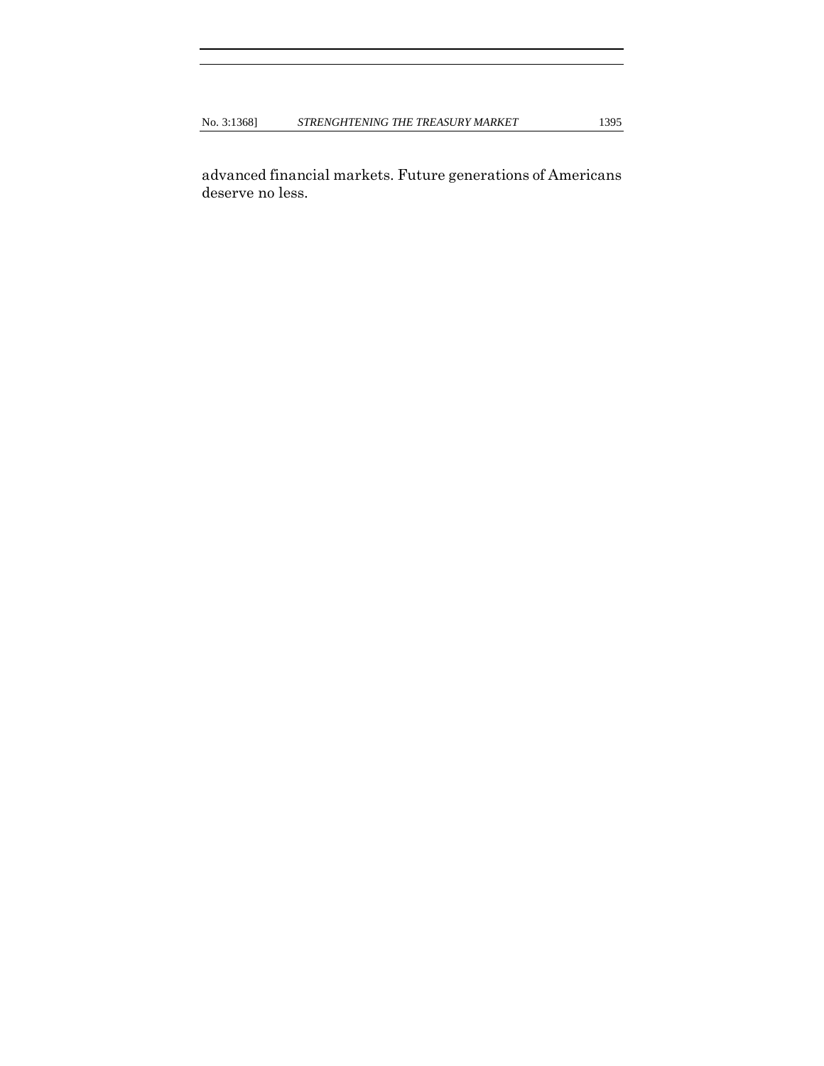advanced financial markets. Future generations of Americans deserve no less.